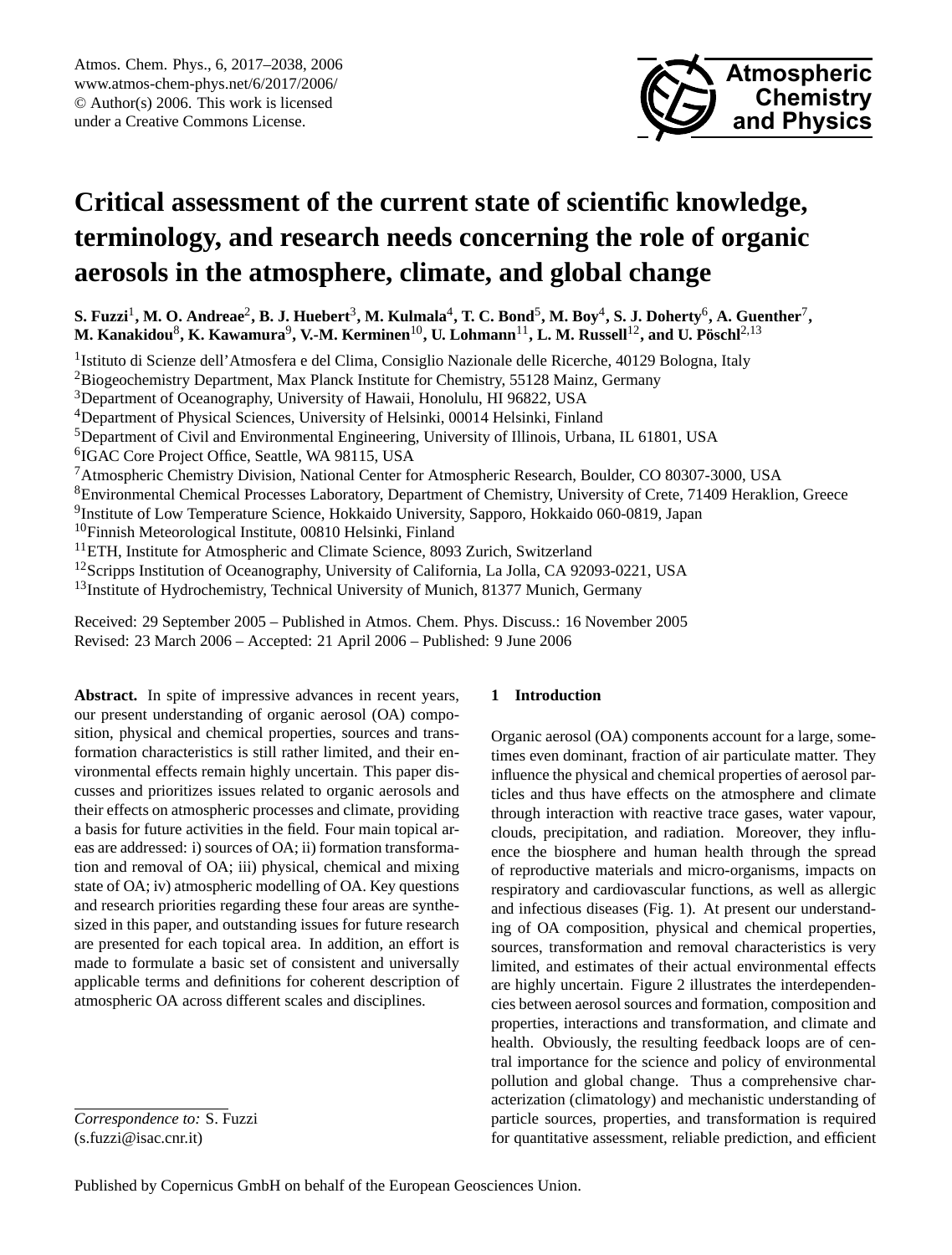# Critical assessment of the current state of scientific knowledge, terminology, and research needs concerning the role of organic aerosols in the atmosphere, climate, and global change

**S. Fuzzi[1], M. O. Andreae[2], B. J. Huebert[3], M. Kulmala[4], T. C. Bond[5], M. Boy[4], S. J. Doherty[6], A. Guenther[7], M. Kanakidou[8], K. Kawamura[9], V.-M. Kerminen[10], U. Lohmann[11], L. M. Russell[12], and U. Pöschl[2,13]**

[1]Istituto di Scienze dell'Atmosfera e del Clima, Consiglio Nazionale delle Ricerche, 40129 Bologna, Italy
[2]Biogeochemistry Department, Max Planck Institute for Chemistry, 55128 Mainz, Germany
[3]Department of Oceanography, University of Hawaii, Honolulu, HI 96822, USA
[4]Department of Physical Sciences, University of Helsinki, 00014 Helsinki, Finland
[5]Department of Civil and Environmental Engineering, University of Illinois, Urbana, IL 61801, USA
[6]IGAC Core Project Office, Seattle, WA 98115, USA
[7]Atmospheric Chemistry Division, National Center for Atmospheric Research, Boulder, CO 80307-3000, USA
[8]Environmental Chemical Processes Laboratory, Department of Chemistry, University of Crete, 71409 Heraklion, Greece
[9]Institute of Low Temperature Science, Hokkaido University, Sapporo, Hokkaido 060-0819, Japan
[10]Finnish Meteorological Institute, 00810 Helsinki, Finland
[11]ETH, Institute for Atmospheric and Climate Science, 8093 Zurich, Switzerland
[12]Scripps Institution of Oceanography, University of California, La Jolla, CA 92093-0221, USA
[13]Institute of Hydrochemistry, Technical University of Munich, 81377 Munich, Germany

Received: 29 September 2005 – Published in Atmos. Chem. Phys. Discuss.: 16 November 2005
Revised: 23 March 2006 – Accepted: 21 April 2006 – Published: 9 June 2006

**Abstract.** In spite of impressive advances in recent years, our present understanding of organic aerosol (OA) composition, physical and chemical properties, sources and transformation characteristics is still rather limited, and their environmental effects remain highly uncertain. This paper discusses and prioritizes issues related to organic aerosols and their effects on atmospheric processes and climate, providing a basis for future activities in the field. Four main topical areas are addressed: i) sources of OA; ii) formation transformation and removal of OA; iii) physical, chemical and mixing state of OA; iv) atmospheric modelling of OA. Key questions and research priorities regarding these four areas are synthesized in this paper, and outstanding issues for future research are presented for each topical area. In addition, an effort is made to formulate a basic set of consistent and universally applicable terms and definitions for coherent description of atmospheric OA across different scales and disciplines.

*Correspondence to:* S. Fuzzi
(s.fuzzi@isac.cnr.it)

## 1 Introduction

Organic aerosol (OA) components account for a large, sometimes even dominant, fraction of air particulate matter. They influence the physical and chemical properties of aerosol particles and thus have effects on the atmosphere and climate through interaction with reactive trace gases, water vapour, clouds, precipitation, and radiation. Moreover, they influence the biosphere and human health through the spread of reproductive materials and micro-organisms, impacts on respiratory and cardiovascular functions, as well as allergic and infectious diseases (Fig. 1). At present our understanding of OA composition, physical and chemical properties, sources, transformation and removal characteristics is very limited, and estimates of their actual environmental effects are highly uncertain. Figure 2 illustrates the interdependencies between aerosol sources and formation, composition and properties, interactions and transformation, and climate and health. Obviously, the resulting feedback loops are of central importance for the science and policy of environmental pollution and global change. Thus a comprehensive characterization (climatology) and mechanistic understanding of particle sources, properties, and transformation is required for quantitative assessment, reliable prediction, and efficient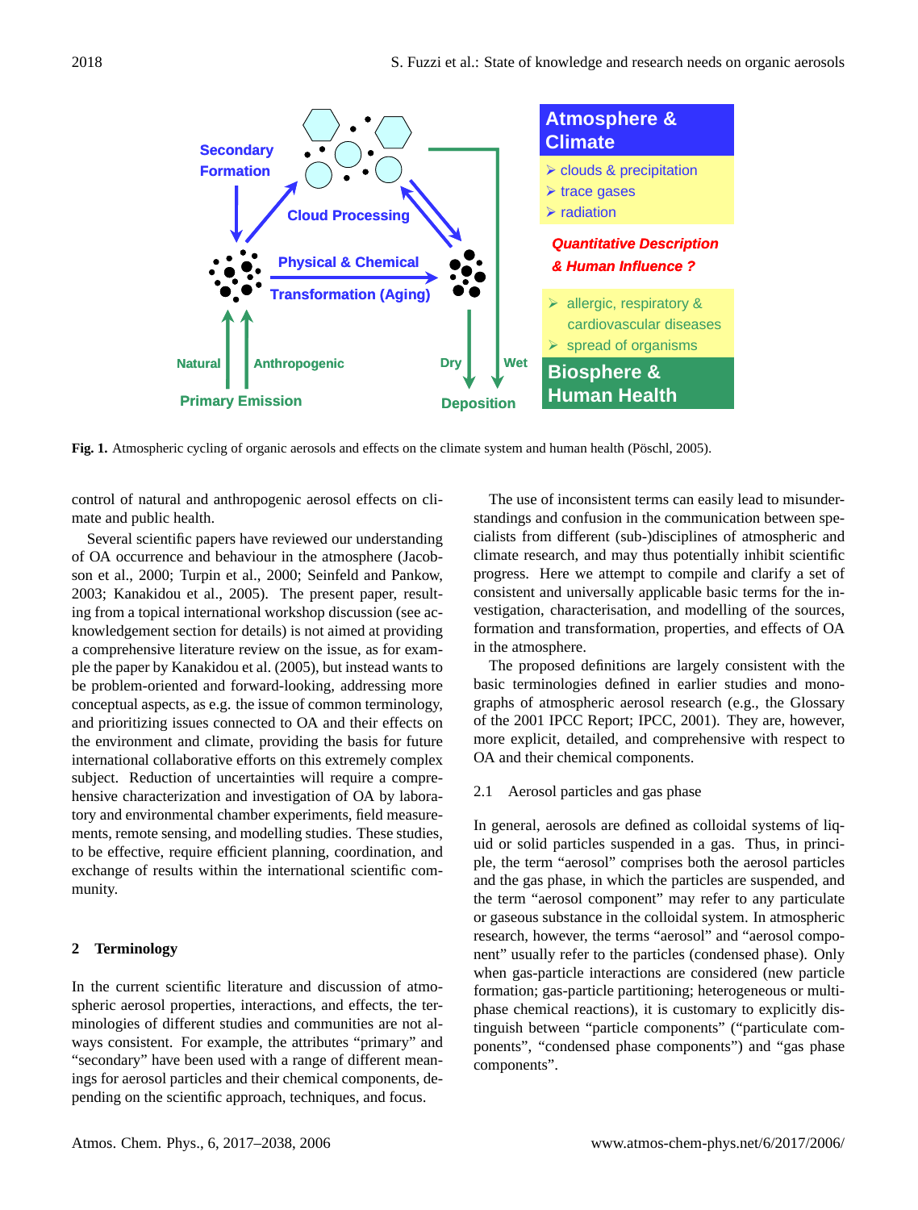**Fig. 1.** Atmospheric cycling of organic aerosols and effects on the climate system and human health (Pöschl, 2005).

control of natural and anthropogenic aerosol effects on climate and public health.

Several scientific papers have reviewed our understanding of OA occurrence and behaviour in the atmosphere (Jacobson et al., 2000; Turpin et al., 2000; Seinfeld and Pankow, 2003; Kanakidou et al., 2005). The present paper, resulting from a topical international workshop discussion (see acknowledgement section for details) is not aimed at providing a comprehensive literature review on the issue, as for example the paper by Kanakidou et al. (2005), but instead wants to be problem-oriented and forward-looking, addressing more conceptual aspects, as e.g. the issue of common terminology, and prioritizing issues connected to OA and their effects on the environment and climate, providing the basis for future international collaborative efforts on this extremely complex subject. Reduction of uncertainties will require a comprehensive characterization and investigation of OA by laboratory and environmental chamber experiments, field measurements, remote sensing, and modelling studies. These studies, to be effective, require efficient planning, coordination, and exchange of results within the international scientific community.

## 2 Terminology

In the current scientific literature and discussion of atmospheric aerosol properties, interactions, and effects, the terminologies of different studies and communities are not always consistent. For example, the attributes "primary" and "secondary" have been used with a range of different meanings for aerosol particles and their chemical components, depending on the scientific approach, techniques, and focus.

The use of inconsistent terms can easily lead to misunderstandings and confusion in the communication between specialists from different (sub-)disciplines of atmospheric and climate research, and may thus potentially inhibit scientific progress. Here we attempt to compile and clarify a set of consistent and universally applicable basic terms for the investigation, characterisation, and modelling of the sources, formation and transformation, properties, and effects of OA in the atmosphere.

The proposed definitions are largely consistent with the basic terminologies defined in earlier studies and monographs of atmospheric aerosol research (e.g., the Glossary of the 2001 IPCC Report; IPCC, 2001). They are, however, more explicit, detailed, and comprehensive with respect to OA and their chemical components.

### 2.1 Aerosol particles and gas phase

In general, aerosols are defined as colloidal systems of liquid or solid particles suspended in a gas. Thus, in principle, the term "aerosol" comprises both the aerosol particles and the gas phase, in which the particles are suspended, and the term "aerosol component" may refer to any particulate or gaseous substance in the colloidal system. In atmospheric research, however, the terms "aerosol" and "aerosol component" usually refer to the particles (condensed phase). Only when gas-particle interactions are considered (new particle formation; gas-particle partitioning; heterogeneous or multiphase chemical reactions), it is customary to explicitly distinguish between "particle components" ("particulate components", "condensed phase components") and "gas phase components".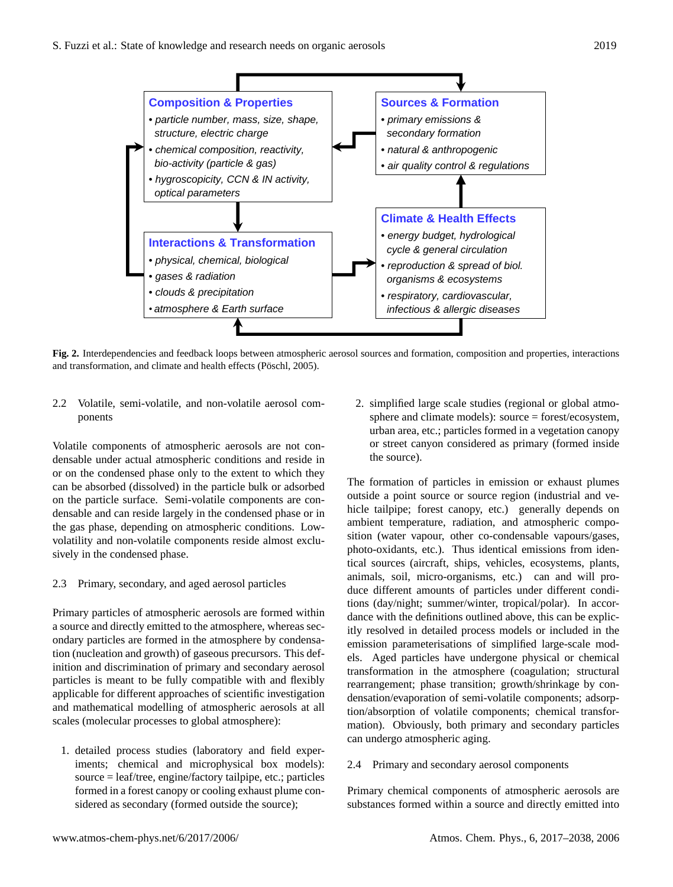Composition & Properties
- particle number, mass, size, shape, structure, electric charge
- chemical composition, reactivity, bio-activity (particle & gas)
- hygroscopicity, CCN & IN activity, optical parameters

Sources & Formation
- primary emissions & secondary formation
- natural & anthropogenic
- air quality control & regulations

Interactions & Transformation
- physical, chemical, biological
- gases & radiation
- clouds & precipitation
- atmosphere & Earth surface

Climate & Health Effects
- energy budget, hydrological cycle & general circulation
- reproduction & spread of biol. organisms & ecosystems
- respiratory, cardiovascular, infectious & allergic diseases

**Fig. 2.** Interdependencies and feedback loops between atmospheric aerosol sources and formation, composition and properties, interactions and transformation, and climate and health effects (Pöschl, 2005).

### 2.2 Volatile, semi-volatile, and non-volatile aerosol components

Volatile components of atmospheric aerosols are not condensable under actual atmospheric conditions and reside in or on the condensed phase only to the extent to which they can be absorbed (dissolved) in the particle bulk or adsorbed on the particle surface. Semi-volatile components are condensable and can reside largely in the condensed phase or in the gas phase, depending on atmospheric conditions. Low-volatility and non-volatile components reside almost exclusively in the condensed phase.

### 2.3 Primary, secondary, and aged aerosol particles

Primary particles of atmospheric aerosols are formed within a source and directly emitted to the atmosphere, whereas secondary particles are formed in the atmosphere by condensation (nucleation and growth) of gaseous precursors. This definition and discrimination of primary and secondary aerosol particles is meant to be fully compatible with and flexibly applicable for different approaches of scientific investigation and mathematical modelling of atmospheric aerosols at all scales (molecular processes to global atmosphere):

1. detailed process studies (laboratory and field experiments; chemical and microphysical box models): source = leaf/tree, engine/factory tailpipe, etc.; particles formed in a forest canopy or cooling exhaust plume considered as secondary (formed outside the source);
2. simplified large scale studies (regional or global atmosphere and climate models): source = forest/ecosystem, urban area, etc.; particles formed in a vegetation canopy or street canyon considered as primary (formed inside the source).

The formation of particles in emission or exhaust plumes outside a point source or source region (industrial and vehicle tailpipe; forest canopy, etc.) generally depends on ambient temperature, radiation, and atmospheric composition (water vapour, other co-condensable vapours/gases, photo-oxidants, etc.). Thus identical emissions from identical sources (aircraft, ships, vehicles, ecosystems, plants, animals, soil, micro-organisms, etc.) can and will produce different amounts of particles under different conditions (day/night; summer/winter, tropical/polar). In accordance with the definitions outlined above, this can be explicitly resolved in detailed process models or included in the emission parameterisations of simplified large-scale models. Aged particles have undergone physical or chemical transformation in the atmosphere (coagulation; structural rearrangement; phase transition; growth/shrinkage by condensation/evaporation of semi-volatile components; adsorption/absorption of volatile components; chemical transformation). Obviously, both primary and secondary particles can undergo atmospheric aging.

### 2.4 Primary and secondary aerosol components

Primary chemical components of atmospheric aerosols are substances formed within a source and directly emitted into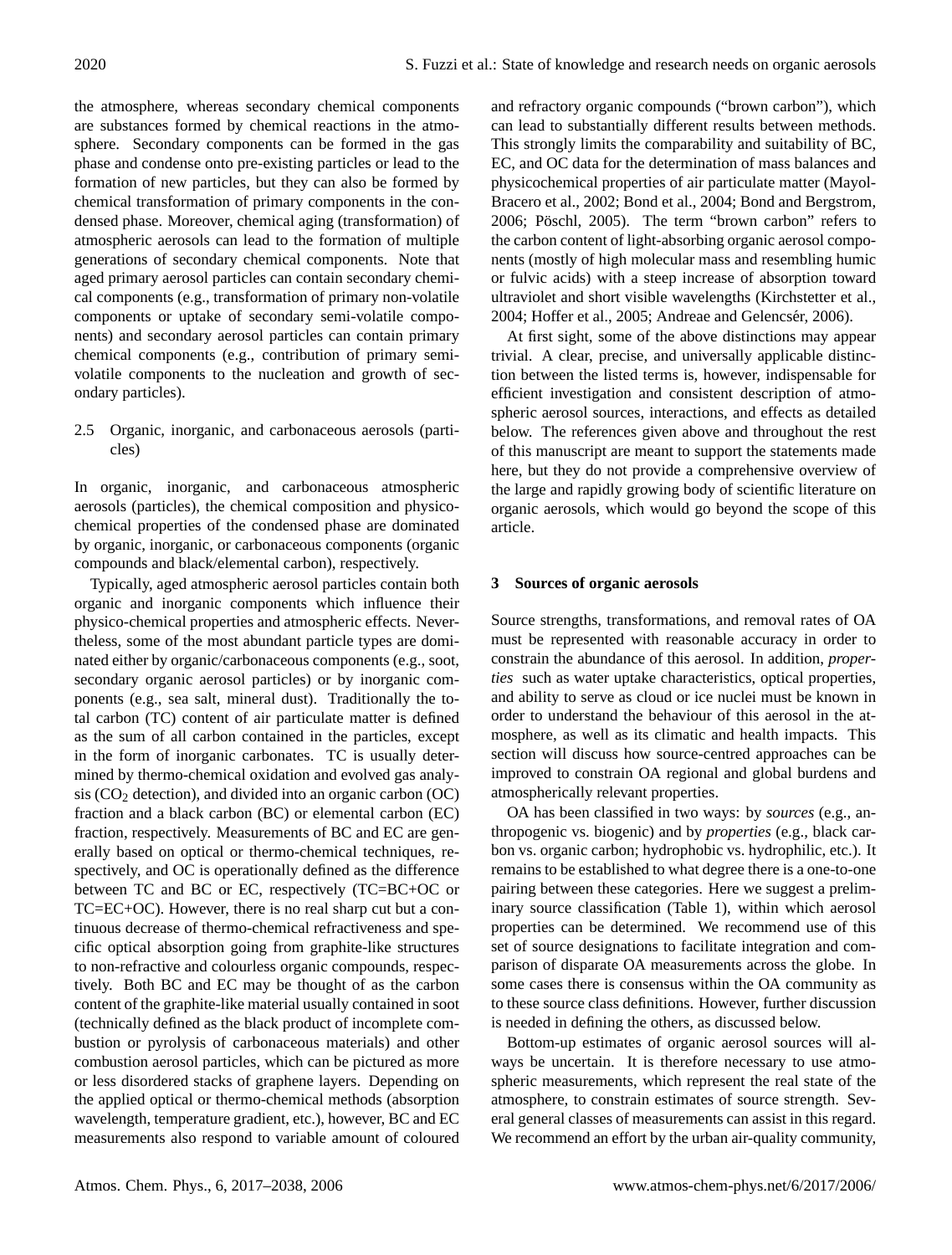the atmosphere, whereas secondary chemical components are substances formed by chemical reactions in the atmosphere. Secondary components can be formed in the gas phase and condense onto pre-existing particles or lead to the formation of new particles, but they can also be formed by chemical transformation of primary components in the condensed phase. Moreover, chemical aging (transformation) of atmospheric aerosols can lead to the formation of multiple generations of secondary chemical components. Note that aged primary aerosol particles can contain secondary chemical components (e.g., transformation of primary non-volatile components or uptake of secondary semi-volatile components) and secondary aerosol particles can contain primary chemical components (e.g., contribution of primary semi-volatile components to the nucleation and growth of secondary particles).

### 2.5 Organic, inorganic, and carbonaceous aerosols (particles)

In organic, inorganic, and carbonaceous atmospheric aerosols (particles), the chemical composition and physicochemical properties of the condensed phase are dominated by organic, inorganic, or carbonaceous components (organic compounds and black/elemental carbon), respectively.

Typically, aged atmospheric aerosol particles contain both organic and inorganic components which influence their physico-chemical properties and atmospheric effects. Nevertheless, some of the most abundant particle types are dominated either by organic/carbonaceous components (e.g., soot, secondary organic aerosol particles) or by inorganic components (e.g., sea salt, mineral dust). Traditionally the total carbon (TC) content of air particulate matter is defined as the sum of all carbon contained in the particles, except in the form of inorganic carbonates. TC is usually determined by thermo-chemical oxidation and evolved gas analysis ($CO_2$ detection), and divided into an organic carbon (OC) fraction and a black carbon (BC) or elemental carbon (EC) fraction, respectively. Measurements of BC and EC are generally based on optical or thermo-chemical techniques, respectively, and OC is operationally defined as the difference between TC and BC or EC, respectively (TC=BC+OC or TC=EC+OC). However, there is no real sharp cut but a continuous decrease of thermo-chemical refractiveness and specific optical absorption going from graphite-like structures to non-refractive and colourless organic compounds, respectively. Both BC and EC may be thought of as the carbon content of the graphite-like material usually contained in soot (technically defined as the black product of incomplete combustion or pyrolysis of carbonaceous materials) and other combustion aerosol particles, which can be pictured as more or less disordered stacks of graphene layers. Depending on the applied optical or thermo-chemical methods (absorption wavelength, temperature gradient, etc.), however, BC and EC measurements also respond to variable amount of coloured and refractory organic compounds ("brown carbon"), which can lead to substantially different results between methods. This strongly limits the comparability and suitability of BC, EC, and OC data for the determination of mass balances and physicochemical properties of air particulate matter (Mayol-Bracero et al., 2002; Bond et al., 2004; Bond and Bergstrom, 2006; Pöschl, 2005). The term "brown carbon" refers to the carbon content of light-absorbing organic aerosol components (mostly of high molecular mass and resembling humic or fulvic acids) with a steep increase of absorption toward ultraviolet and short visible wavelengths (Kirchstetter et al., 2004; Hoffer et al., 2005; Andreae and Gelencsér, 2006).

At first sight, some of the above distinctions may appear trivial. A clear, precise, and universally applicable distinction between the listed terms is, however, indispensable for efficient investigation and consistent description of atmospheric aerosol sources, interactions, and effects as detailed below. The references given above and throughout the rest of this manuscript are meant to support the statements made here, but they do not provide a comprehensive overview of the large and rapidly growing body of scientific literature on organic aerosols, which would go beyond the scope of this article.

## 3 Sources of organic aerosols

Source strengths, transformations, and removal rates of OA must be represented with reasonable accuracy in order to constrain the abundance of this aerosol. In addition, *properties* such as water uptake characteristics, optical properties, and ability to serve as cloud or ice nuclei must be known in order to understand the behaviour of this aerosol in the atmosphere, as well as its climatic and health impacts. This section will discuss how source-centred approaches can be improved to constrain OA regional and global burdens and atmospherically relevant properties.

OA has been classified in two ways: by *sources* (e.g., anthropogenic vs. biogenic) and by *properties* (e.g., black carbon vs. organic carbon; hydrophobic vs. hydrophilic, etc.). It remains to be established to what degree there is a one-to-one pairing between these categories. Here we suggest a preliminary source classification (Table 1), within which aerosol properties can be determined. We recommend use of this set of source designations to facilitate integration and comparison of disparate OA measurements across the globe. In some cases there is consensus within the OA community as to these source class definitions. However, further discussion is needed in defining the others, as discussed below.

Bottom-up estimates of organic aerosol sources will always be uncertain. It is therefore necessary to use atmospheric measurements, which represent the real state of the atmosphere, to constrain estimates of source strength. Several general classes of measurements can assist in this regard. We recommend an effort by the urban air-quality community,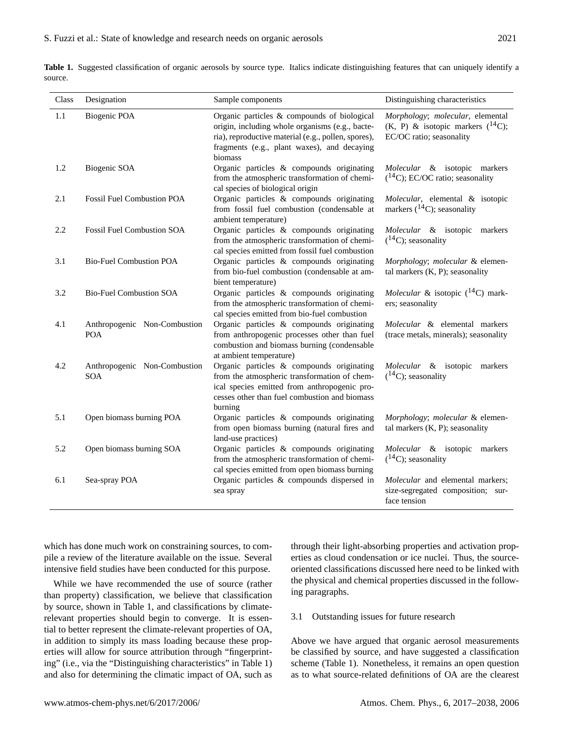**Table 1.** Suggested classification of organic aerosols by source type. Italics indicate distinguishing features that can uniquely identify a source.

| Class | Designation | Sample components | Distinguishing characteristics |
|---|---|---|---|
| 1.1 | Biogenic POA | Organic particles & compounds of biological origin, including whole organisms (e.g., bacteria), reproductive material (e.g., pollen, spores), fragments (e.g., plant waxes), and decaying biomass | *Morphology*; *molecular*, elemental (K, P) & isotopic markers ($^{14}C$); EC/OC ratio; seasonality |
| 1.2 | Biogenic SOA | Organic particles & compounds originating from the atmospheric transformation of chemical species of biological origin | *Molecular* & isotopic markers ($^{14}C$); EC/OC ratio; seasonality |
| 2.1 | Fossil Fuel Combustion POA | Organic particles & compounds originating from fossil fuel combustion (condensable at ambient temperature) | *Molecular*, elemental & isotopic markers ($^{14}C$); seasonality |
| 2.2 | Fossil Fuel Combustion SOA | Organic particles & compounds originating from the atmospheric transformation of chemical species emitted from fossil fuel combustion | *Molecular* & isotopic markers ($^{14}C$); seasonality |
| 3.1 | Bio-Fuel Combustion POA | Organic particles & compounds originating from bio-fuel combustion (condensable at ambient temperature) | *Morphology*; *molecular* & elemental markers (K, P); seasonality |
| 3.2 | Bio-Fuel Combustion SOA | Organic particles & compounds originating from the atmospheric transformation of chemical species emitted from bio-fuel combustion | *Molecular* & isotopic ($^{14}C$) markers; seasonality |
| 4.1 | Anthropogenic Non-Combustion POA | Organic particles & compounds originating from anthropogenic processes other than fuel combustion and biomass burning (condensable at ambient temperature) | *Molecular* & elemental markers (trace metals, minerals); seasonality |
| 4.2 | Anthropogenic Non-Combustion SOA | Organic particles & compounds originating from the atmospheric transformation of chemical species emitted from anthropogenic processes other than fuel combustion and biomass burning | *Molecular* & isotopic markers ($^{14}C$); seasonality |
| 5.1 | Open biomass burning POA | Organic particles & compounds originating from open biomass burning (natural fires and land-use practices) | *Morphology*; *molecular* & elemental markers (K, P); seasonality |
| 5.2 | Open biomass burning SOA | Organic particles & compounds originating from the atmospheric transformation of chemical species emitted from open biomass burning | *Molecular* & isotopic markers ($^{14}C$); seasonality |
| 6.1 | Sea-spray POA | Organic particles & compounds dispersed in sea spray | *Molecular* and elemental markers; size-segregated composition; surface tension |

which has done much work on constraining sources, to compile a review of the literature available on the issue. Several intensive field studies have been conducted for this purpose.

While we have recommended the use of source (rather than property) classification, we believe that classification by source, shown in Table 1, and classifications by climate-relevant properties should begin to converge. It is essential to better represent the climate-relevant properties of OA, in addition to simply its mass loading because these properties will allow for source attribution through "fingerprinting" (i.e., via the "Distinguishing characteristics" in Table 1) and also for determining the climatic impact of OA, such as through their light-absorbing properties and activation properties as cloud condensation or ice nuclei. Thus, the source-oriented classifications discussed here need to be linked with the physical and chemical properties discussed in the following paragraphs.

### 3.1 Outstanding issues for future research

Above we have argued that organic aerosol measurements be classified by source, and have suggested a classification scheme (Table 1). Nonetheless, it remains an open question as to what source-related definitions of OA are the clearest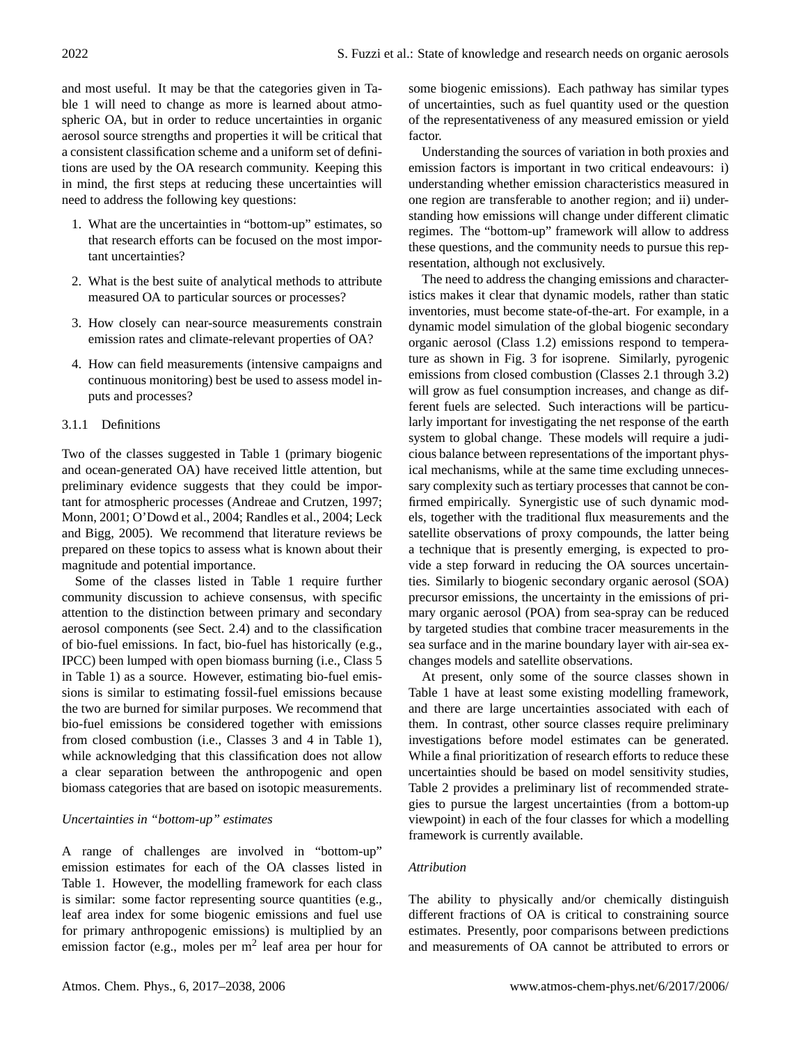and most useful. It may be that the categories given in Table 1 will need to change as more is learned about atmospheric OA, but in order to reduce uncertainties in organic aerosol source strengths and properties it will be critical that a consistent classification scheme and a uniform set of definitions are used by the OA research community. Keeping this in mind, the first steps at reducing these uncertainties will need to address the following key questions:

1. What are the uncertainties in "bottom-up" estimates, so that research efforts can be focused on the most important uncertainties?
2. What is the best suite of analytical methods to attribute measured OA to particular sources or processes?
3. How closely can near-source measurements constrain emission rates and climate-relevant properties of OA?
4. How can field measurements (intensive campaigns and continuous monitoring) best be used to assess model inputs and processes?

#### 3.1.1 Definitions

Two of the classes suggested in Table 1 (primary biogenic and ocean-generated OA) have received little attention, but preliminary evidence suggests that they could be important for atmospheric processes (Andreae and Crutzen, 1997; Monn, 2001; O'Dowd et al., 2004; Randles et al., 2004; Leck and Bigg, 2005). We recommend that literature reviews be prepared on these topics to assess what is known about their magnitude and potential importance.

Some of the classes listed in Table 1 require further community discussion to achieve consensus, with specific attention to the distinction between primary and secondary aerosol components (see Sect. 2.4) and to the classification of bio-fuel emissions. In fact, bio-fuel has historically (e.g., IPCC) been lumped with open biomass burning (i.e., Class 5 in Table 1) as a source. However, estimating bio-fuel emissions is similar to estimating fossil-fuel emissions because the two are burned for similar purposes. We recommend that bio-fuel emissions be considered together with emissions from closed combustion (i.e., Classes 3 and 4 in Table 1), while acknowledging that this classification does not allow a clear separation between the anthropogenic and open biomass categories that are based on isotopic measurements.

*Uncertainties in "bottom-up" estimates*

A range of challenges are involved in "bottom-up" emission estimates for each of the OA classes listed in Table 1. However, the modelling framework for each class is similar: some factor representing source quantities (e.g., leaf area index for some biogenic emissions and fuel use for primary anthropogenic emissions) is multiplied by an emission factor (e.g., moles per $m^2$ leaf area per hour for some biogenic emissions). Each pathway has similar types of uncertainties, such as fuel quantity used or the question of the representativeness of any measured emission or yield factor.

Understanding the sources of variation in both proxies and emission factors is important in two critical endeavours: i) understanding whether emission characteristics measured in one region are transferable to another region; and ii) understanding how emissions will change under different climatic regimes. The "bottom-up" framework will allow to address these questions, and the community needs to pursue this representation, although not exclusively.

The need to address the changing emissions and characteristics makes it clear that dynamic models, rather than static inventories, must become state-of-the-art. For example, in a dynamic model simulation of the global biogenic secondary organic aerosol (Class 1.2) emissions respond to temperature as shown in Fig. 3 for isoprene. Similarly, pyrogenic emissions from closed combustion (Classes 2.1 through 3.2) will grow as fuel consumption increases, and change as different fuels are selected. Such interactions will be particularly important for investigating the net response of the earth system to global change. These models will require a judicious balance between representations of the important physical mechanisms, while at the same time excluding unnecessary complexity such as tertiary processes that cannot be confirmed empirically. Synergistic use of such dynamic models, together with the traditional flux measurements and the satellite observations of proxy compounds, the latter being a technique that is presently emerging, is expected to provide a step forward in reducing the OA sources uncertainties. Similarly to biogenic secondary organic aerosol (SOA) precursor emissions, the uncertainty in the emissions of primary organic aerosol (POA) from sea-spray can be reduced by targeted studies that combine tracer measurements in the sea surface and in the marine boundary layer with air-sea exchanges models and satellite observations.

At present, only some of the source classes shown in Table 1 have at least some existing modelling framework, and there are large uncertainties associated with each of them. In contrast, other source classes require preliminary investigations before model estimates can be generated. While a final prioritization of research efforts to reduce these uncertainties should be based on model sensitivity studies, Table 2 provides a preliminary list of recommended strategies to pursue the largest uncertainties (from a bottom-up viewpoint) in each of the four classes for which a modelling framework is currently available.

*Attribution*

The ability to physically and/or chemically distinguish different fractions of OA is critical to constraining source estimates. Presently, poor comparisons between predictions and measurements of OA cannot be attributed to errors or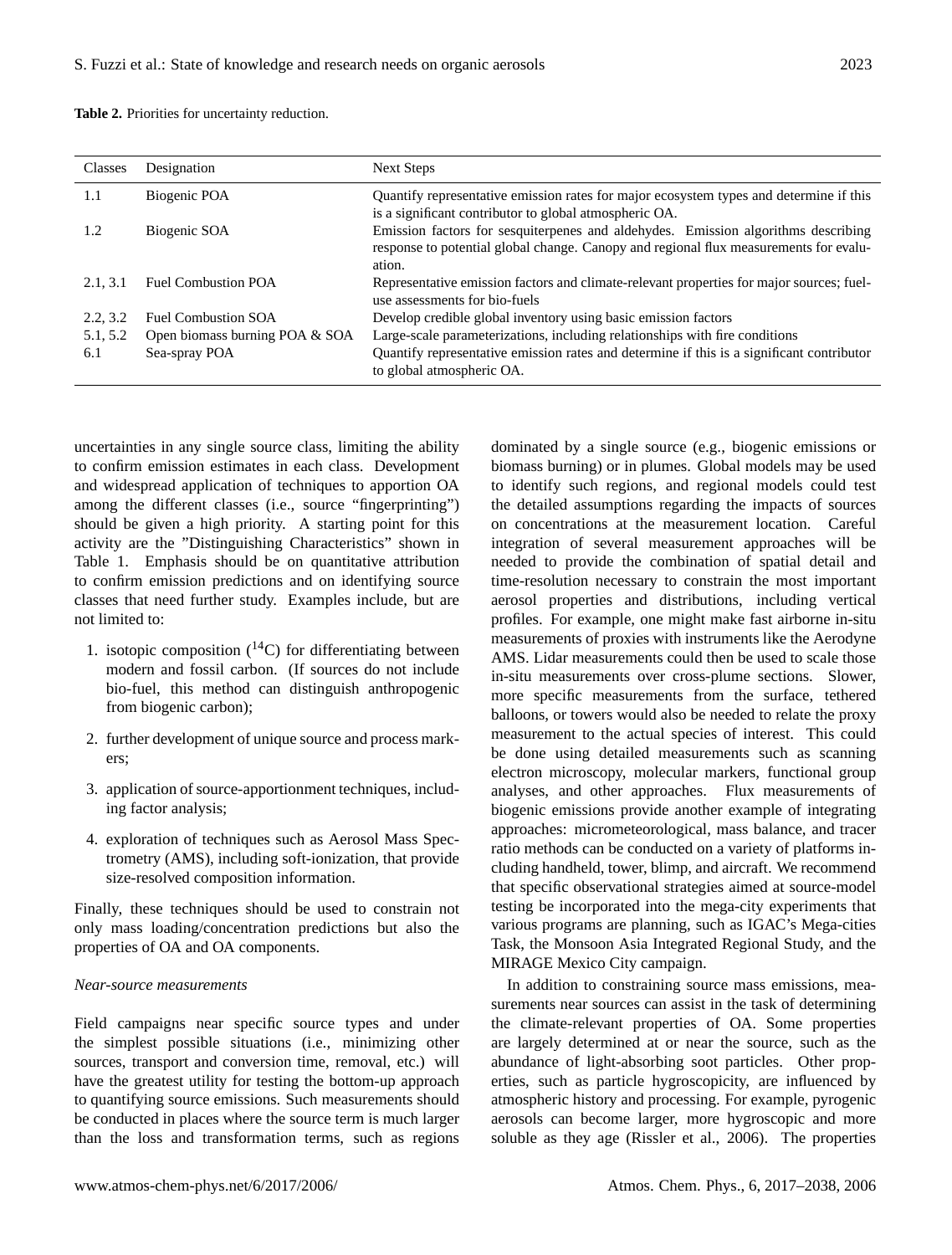**Table 2.** Priorities for uncertainty reduction.

| Classes | Designation | Next Steps |
|---|---|---|
| 1.1 | Biogenic POA | Quantify representative emission rates for major ecosystem types and determine if this is a significant contributor to global atmospheric OA. |
| 1.2 | Biogenic SOA | Emission factors for sesquiterpenes and aldehydes. Emission algorithms describing response to potential global change. Canopy and regional flux measurements for evaluation. |
| 2.1, 3.1 | Fuel Combustion POA | Representative emission factors and climate-relevant properties for major sources; fuel-use assessments for bio-fuels |
| 2.2, 3.2 | Fuel Combustion SOA | Develop credible global inventory using basic emission factors |
| 5.1, 5.2 | Open biomass burning POA & SOA | Large-scale parameterizations, including relationships with fire conditions |
| 6.1 | Sea-spray POA | Quantify representative emission rates and determine if this is a significant contributor to global atmospheric OA. |

uncertainties in any single source class, limiting the ability to confirm emission estimates in each class. Development and widespread application of techniques to apportion OA among the different classes (i.e., source "fingerprinting") should be given a high priority. A starting point for this activity are the "Distinguishing Characteristics" shown in Table 1. Emphasis should be on quantitative attribution to confirm emission predictions and on identifying source classes that need further study. Examples include, but are not limited to:

1. isotopic composition ($^{14}$C) for differentiating between modern and fossil carbon. (If sources do not include bio-fuel, this method can distinguish anthropogenic from biogenic carbon);
2. further development of unique source and process markers;
3. application of source-apportionment techniques, including factor analysis;
4. exploration of techniques such as Aerosol Mass Spectrometry (AMS), including soft-ionization, that provide size-resolved composition information.

Finally, these techniques should be used to constrain not only mass loading/concentration predictions but also the properties of OA and OA components.

*Near-source measurements*

Field campaigns near specific source types and under the simplest possible situations (i.e., minimizing other sources, transport and conversion time, removal, etc.) will have the greatest utility for testing the bottom-up approach to quantifying source emissions. Such measurements should be conducted in places where the source term is much larger than the loss and transformation terms, such as regions dominated by a single source (e.g., biogenic emissions or biomass burning) or in plumes. Global models may be used to identify such regions, and regional models could test the detailed assumptions regarding the impacts of sources on concentrations at the measurement location. Careful integration of several measurement approaches will be needed to provide the combination of spatial detail and time-resolution necessary to constrain the most important aerosol properties and distributions, including vertical profiles. For example, one might make fast airborne in-situ measurements of proxies with instruments like the Aerodyne AMS. Lidar measurements could then be used to scale those in-situ measurements over cross-plume sections. Slower, more specific measurements from the surface, tethered balloons, or towers would also be needed to relate the proxy measurement to the actual species of interest. This could be done using detailed measurements such as scanning electron microscopy, molecular markers, functional group analyses, and other approaches. Flux measurements of biogenic emissions provide another example of integrating approaches: micrometeorological, mass balance, and tracer ratio methods can be conducted on a variety of platforms including handheld, tower, blimp, and aircraft. We recommend that specific observational strategies aimed at source-model testing be incorporated into the mega-city experiments that various programs are planning, such as IGAC's Mega-cities Task, the Monsoon Asia Integrated Regional Study, and the MIRAGE Mexico City campaign.

In addition to constraining source mass emissions, measurements near sources can assist in the task of determining the climate-relevant properties of OA. Some properties are largely determined at or near the source, such as the abundance of light-absorbing soot particles. Other properties, such as particle hygroscopicity, are influenced by atmospheric history and processing. For example, pyrogenic aerosols can become larger, more hygroscopic and more soluble as they age (Rissler et al., 2006). The properties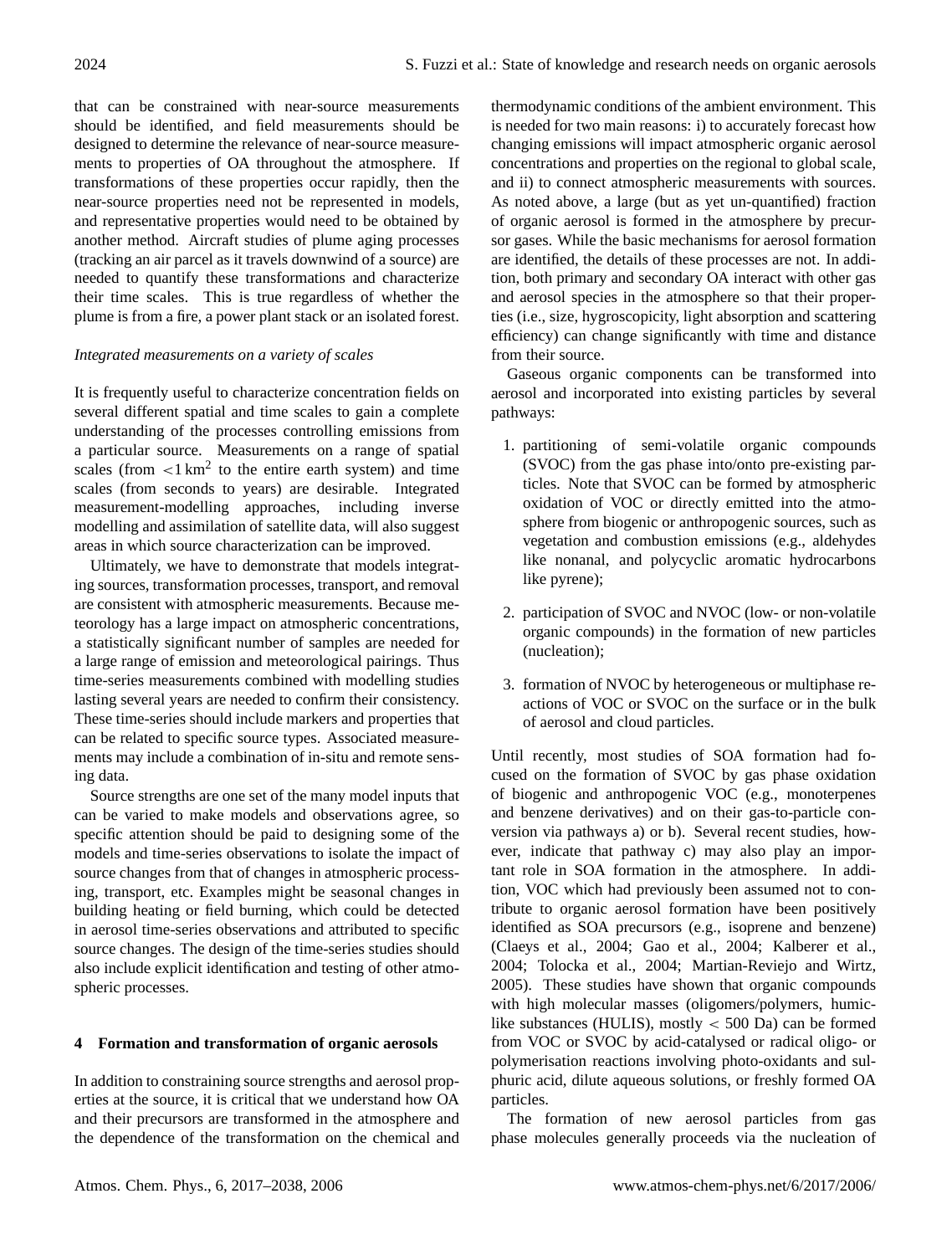that can be constrained with near-source measurements should be identified, and field measurements should be designed to determine the relevance of near-source measurements to properties of OA throughout the atmosphere. If transformations of these properties occur rapidly, then the near-source properties need not be represented in models, and representative properties would need to be obtained by another method. Aircraft studies of plume aging processes (tracking an air parcel as it travels downwind of a source) are needed to quantify these transformations and characterize their time scales. This is true regardless of whether the plume is from a fire, a power plant stack or an isolated forest.

*Integrated measurements on a variety of scales*

It is frequently useful to characterize concentration fields on several different spatial and time scales to gain a complete understanding of the processes controlling emissions from a particular source. Measurements on a range of spatial scales (from $<1\,\text{km}^2$ to the entire earth system) and time scales (from seconds to years) are desirable. Integrated measurement-modelling approaches, including inverse modelling and assimilation of satellite data, will also suggest areas in which source characterization can be improved.

Ultimately, we have to demonstrate that models integrating sources, transformation processes, transport, and removal are consistent with atmospheric measurements. Because meteorology has a large impact on atmospheric concentrations, a statistically significant number of samples are needed for a large range of emission and meteorological pairings. Thus time-series measurements combined with modelling studies lasting several years are needed to confirm their consistency. These time-series should include markers and properties that can be related to specific source types. Associated measurements may include a combination of in-situ and remote sensing data.

Source strengths are one set of the many model inputs that can be varied to make models and observations agree, so specific attention should be paid to designing some of the models and time-series observations to isolate the impact of source changes from that of changes in atmospheric processing, transport, etc. Examples might be seasonal changes in building heating or field burning, which could be detected in aerosol time-series observations and attributed to specific source changes. The design of the time-series studies should also include explicit identification and testing of other atmospheric processes.

## 4 Formation and transformation of organic aerosols

In addition to constraining source strengths and aerosol properties at the source, it is critical that we understand how OA and their precursors are transformed in the atmosphere and the dependence of the transformation on the chemical and thermodynamic conditions of the ambient environment. This is needed for two main reasons: i) to accurately forecast how changing emissions will impact atmospheric organic aerosol concentrations and properties on the regional to global scale, and ii) to connect atmospheric measurements with sources. As noted above, a large (but as yet un-quantified) fraction of organic aerosol is formed in the atmosphere by precursor gases. While the basic mechanisms for aerosol formation are identified, the details of these processes are not. In addition, both primary and secondary OA interact with other gas and aerosol species in the atmosphere so that their properties (i.e., size, hygroscopicity, light absorption and scattering efficiency) can change significantly with time and distance from their source.

Gaseous organic components can be transformed into aerosol and incorporated into existing particles by several pathways:

1. partitioning of semi-volatile organic compounds (SVOC) from the gas phase into/onto pre-existing particles. Note that SVOC can be formed by atmospheric oxidation of VOC or directly emitted into the atmosphere from biogenic or anthropogenic sources, such as vegetation and combustion emissions (e.g., aldehydes like nonanal, and polycyclic aromatic hydrocarbons like pyrene);

2. participation of SVOC and NVOC (low- or non-volatile organic compounds) in the formation of new particles (nucleation);

3. formation of NVOC by heterogeneous or multiphase reactions of VOC or SVOC on the surface or in the bulk of aerosol and cloud particles.

Until recently, most studies of SOA formation had focused on the formation of SVOC by gas phase oxidation of biogenic and anthropogenic VOC (e.g., monoterpenes and benzene derivatives) and on their gas-to-particle conversion via pathways a) or b). Several recent studies, however, indicate that pathway c) may also play an important role in SOA formation in the atmosphere. In addition, VOC which had previously been assumed not to contribute to organic aerosol formation have been positively identified as SOA precursors (e.g., isoprene and benzene) (Claeys et al., 2004; Gao et al., 2004; Kalberer et al., 2004; Tolocka et al., 2004; Martian-Reviejo and Wirtz, 2005). These studies have shown that organic compounds with high molecular masses (oligomers/polymers, humic-like substances (HULIS), mostly $<$ 500 Da) can be formed from VOC or SVOC by acid-catalysed or radical oligo- or polymerisation reactions involving photo-oxidants and sulphuric acid, dilute aqueous solutions, or freshly formed OA particles.

The formation of new aerosol particles from gas phase molecules generally proceeds via the nucleation of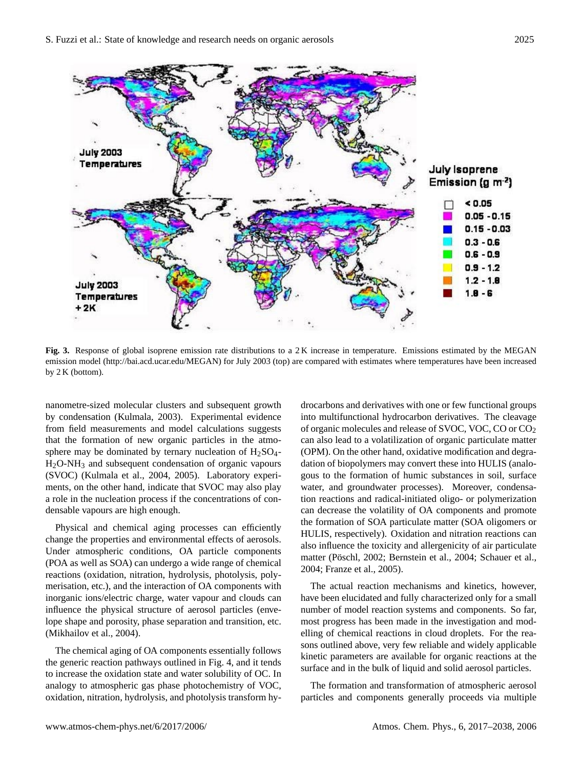July 2003
Temperatures

July 2003
Temperatures
+2K

July Isoprene
Emission (g m-2)

< 0.05
0.05 - 0.15
0.15 - 0.03
0.3 - 0.6
0.6 - 0.9
0.9 - 1.2
1.2 - 1.8
1.8 - 6

**Fig. 3.** Response of global isoprene emission rate distributions to a 2 K increase in temperature. Emissions estimated by the MEGAN emission model (http://bai.acd.ucar.edu/MEGAN) for July 2003 (top) are compared with estimates where temperatures have been increased by 2 K (bottom).

nanometre-sized molecular clusters and subsequent growth by condensation (Kulmala, 2003). Experimental evidence from field measurements and model calculations suggests that the formation of new organic particles in the atmosphere may be dominated by ternary nucleation of $H_2SO_4$-$H_2O$-$NH_3$ and subsequent condensation of organic vapours (SVOC) (Kulmala et al., 2004, 2005). Laboratory experiments, on the other hand, indicate that SVOC may also play a role in the nucleation process if the concentrations of condensable vapours are high enough.

Physical and chemical aging processes can efficiently change the properties and environmental effects of aerosols. Under atmospheric conditions, OA particle components (POA as well as SOA) can undergo a wide range of chemical reactions (oxidation, nitration, hydrolysis, photolysis, polymerisation, etc.), and the interaction of OA components with inorganic ions/electric charge, water vapour and clouds can influence the physical structure of aerosol particles (envelope shape and porosity, phase separation and transition, etc. (Mikhailov et al., 2004).

The chemical aging of OA components essentially follows the generic reaction pathways outlined in Fig. 4, and it tends to increase the oxidation state and water solubility of OC. In analogy to atmospheric gas phase photochemistry of VOC, oxidation, nitration, hydrolysis, and photolysis transform hydrocarbons and derivatives with one or few functional groups into multifunctional hydrocarbon derivatives. The cleavage of organic molecules and release of SVOC, VOC, CO or $CO_2$ can also lead to a volatilization of organic particulate matter (OPM). On the other hand, oxidative modification and degradation of biopolymers may convert these into HULIS (analogous to the formation of humic substances in soil, surface water, and groundwater processes). Moreover, condensation reactions and radical-initiated oligo- or polymerization can decrease the volatility of OA components and promote the formation of SOA particulate matter (SOA oligomers or HULIS, respectively). Oxidation and nitration reactions can also influence the toxicity and allergenicity of air particulate matter (Pöschl, 2002; Bernstein et al., 2004; Schauer et al., 2004; Franze et al., 2005).

The actual reaction mechanisms and kinetics, however, have been elucidated and fully characterized only for a small number of model reaction systems and components. So far, most progress has been made in the investigation and modelling of chemical reactions in cloud droplets. For the reasons outlined above, very few reliable and widely applicable kinetic parameters are available for organic reactions at the surface and in the bulk of liquid and solid aerosol particles.

The formation and transformation of atmospheric aerosol particles and components generally proceeds via multiple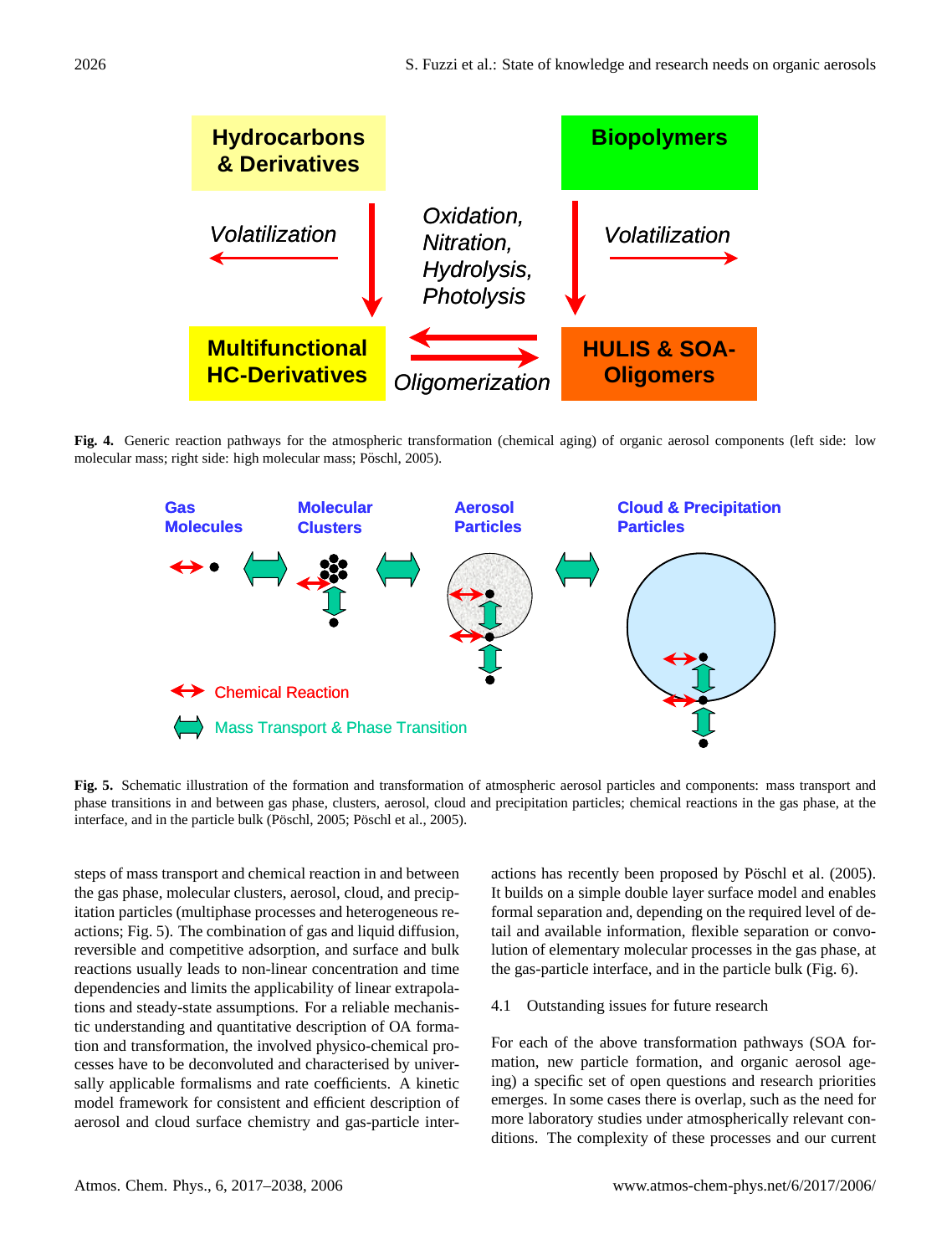**Fig. 4.** Generic reaction pathways for the atmospheric transformation (chemical aging) of organic aerosol components (left side: low molecular mass; right side: high molecular mass; Pöschl, 2005).

**Fig. 5.** Schematic illustration of the formation and transformation of atmospheric aerosol particles and components: mass transport and phase transitions in and between gas phase, clusters, aerosol, cloud and precipitation particles; chemical reactions in the gas phase, at the interface, and in the particle bulk (Pöschl, 2005; Pöschl et al., 2005).

steps of mass transport and chemical reaction in and between the gas phase, molecular clusters, aerosol, cloud, and precipitation particles (multiphase processes and heterogeneous reactions; Fig. 5). The combination of gas and liquid diffusion, reversible and competitive adsorption, and surface and bulk reactions usually leads to non-linear concentration and time dependencies and limits the applicability of linear extrapolations and steady-state assumptions. For a reliable mechanistic understanding and quantitative description of OA formation and transformation, the involved physico-chemical processes have to be deconvoluted and characterised by universally applicable formalisms and rate coefficients. A kinetic model framework for consistent and efficient description of aerosol and cloud surface chemistry and gas-particle interactions has recently been proposed by Pöschl et al. (2005). It builds on a simple double layer surface model and enables formal separation and, depending on the required level of detail and available information, flexible separation or convolution of elementary molecular processes in the gas phase, at the gas-particle interface, and in the particle bulk (Fig. 6).

### 4.1 Outstanding issues for future research

For each of the above transformation pathways (SOA formation, new particle formation, and organic aerosol ageing) a specific set of open questions and research priorities emerges. In some cases there is overlap, such as the need for more laboratory studies under atmospherically relevant conditions. The complexity of these processes and our current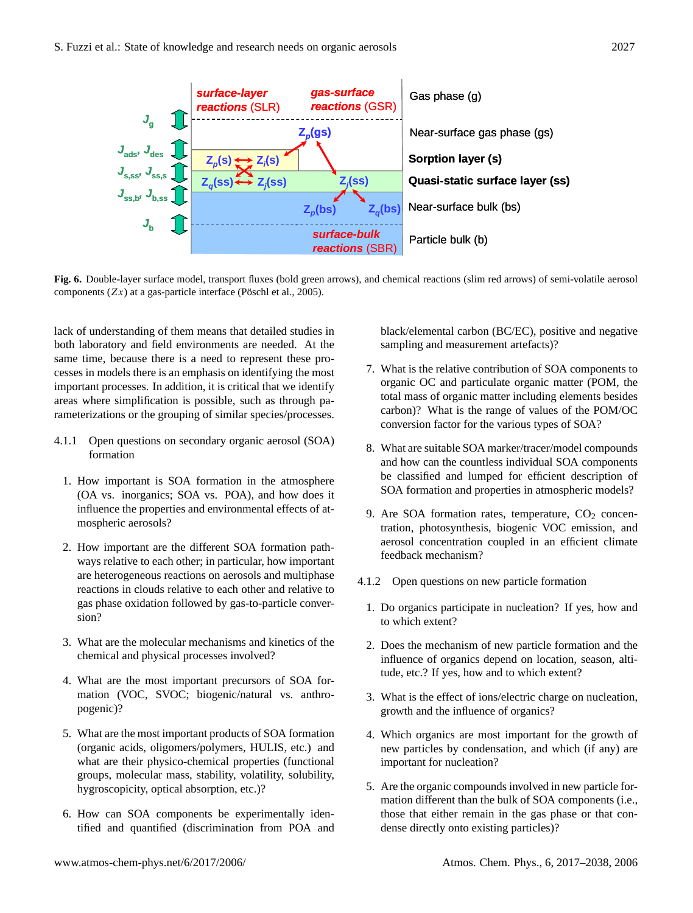**Fig. 6.** Double-layer surface model, transport fluxes (bold green arrows), and chemical reactions (slim red arrows) of semi-volatile aerosol components ($Zx$) at a gas-particle interface (Pöschl et al., 2005).

lack of understanding of them means that detailed studies in both laboratory and field environments are needed. At the same time, because there is a need to represent these processes in models there is an emphasis on identifying the most important processes. In addition, it is critical that we identify areas where simplification is possible, such as through parameterizations or the grouping of similar species/processes.

#### 4.1.1 Open questions on secondary organic aerosol (SOA) formation

1. How important is SOA formation in the atmosphere (OA vs. inorganics; SOA vs. POA), and how does it influence the properties and environmental effects of atmospheric aerosols?

2. How important are the different SOA formation pathways relative to each other; in particular, how important are heterogeneous reactions on aerosols and multiphase reactions in clouds relative to each other and relative to gas phase oxidation followed by gas-to-particle conversion?

3. What are the molecular mechanisms and kinetics of the chemical and physical processes involved?

4. What are the most important precursors of SOA formation (VOC, SVOC; biogenic/natural vs. anthropogenic)?

5. What are the most important products of SOA formation (organic acids, oligomers/polymers, HULIS, etc.) and what are their physico-chemical properties (functional groups, molecular mass, stability, volatility, solubility, hygroscopicity, optical absorption, etc.)?

6. How can SOA components be experimentally identified and quantified (discrimination from POA and black/elemental carbon (BC/EC), positive and negative sampling and measurement artefacts)?

7. What is the relative contribution of SOA components to organic OC and particulate organic matter (POM, the total mass of organic matter including elements besides carbon)? What is the range of values of the POM/OC conversion factor for the various types of SOA?

8. What are suitable SOA marker/tracer/model compounds and how can the countless individual SOA components be classified and lumped for efficient description of SOA formation and properties in atmospheric models?

9. Are SOA formation rates, temperature, $CO_2$ concentration, photosynthesis, biogenic VOC emission, and aerosol concentration coupled in an efficient climate feedback mechanism?

#### 4.1.2 Open questions on new particle formation

1. Do organics participate in nucleation? If yes, how and to which extent?

2. Does the mechanism of new particle formation and the influence of organics depend on location, season, altitude, etc.? If yes, how and to which extent?

3. What is the effect of ions/electric charge on nucleation, growth and the influence of organics?

4. Which organics are most important for the growth of new particles by condensation, and which (if any) are important for nucleation?

5. Are the organic compounds involved in new particle formation different than the bulk of SOA components (i.e., those that either remain in the gas phase or that condense directly onto existing particles)?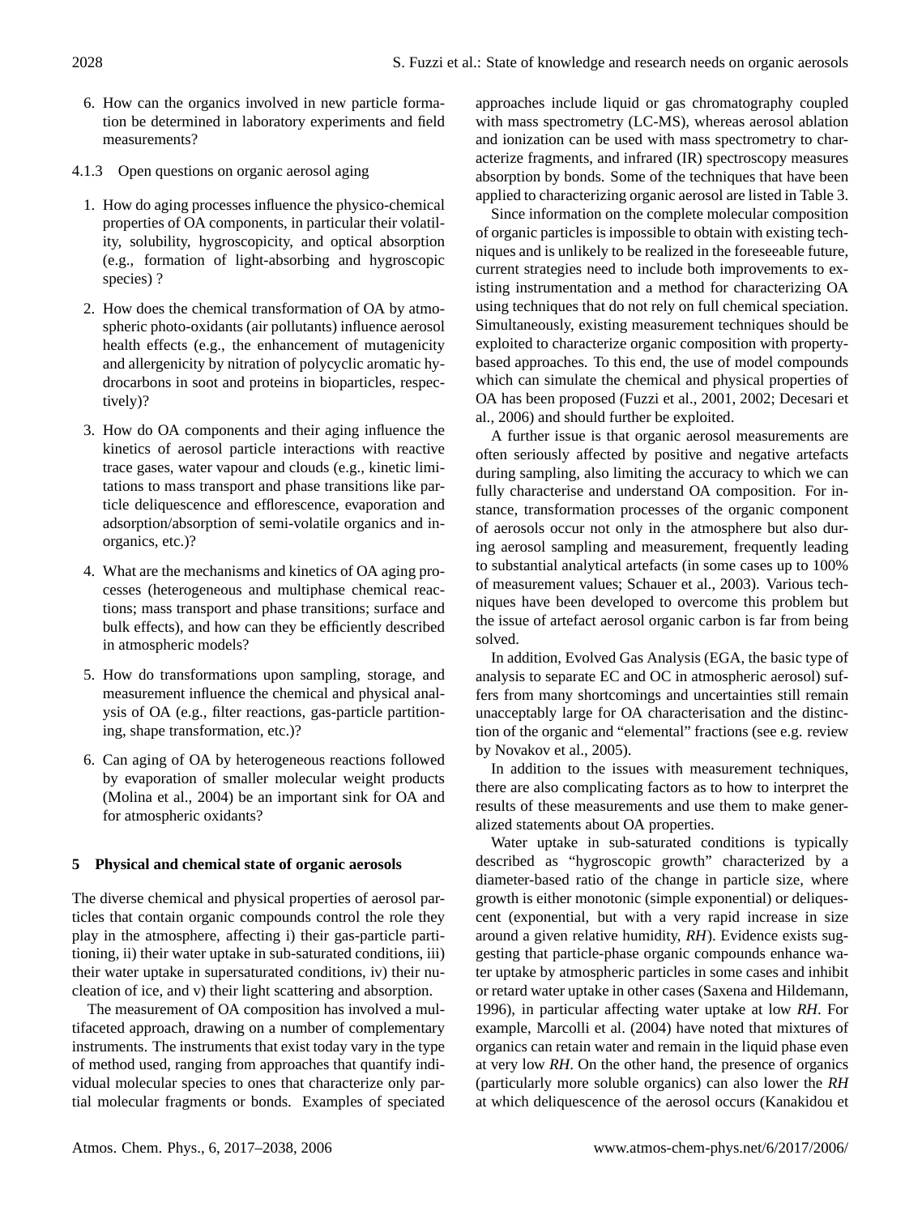6. How can the organics involved in new particle formation be determined in laboratory experiments and field measurements?

#### 4.1.3 Open questions on organic aerosol aging

1. How do aging processes influence the physico-chemical properties of OA components, in particular their volatility, solubility, hygroscopicity, and optical absorption (e.g., formation of light-absorbing and hygroscopic species) ?

2. How does the chemical transformation of OA by atmospheric photo-oxidants (air pollutants) influence aerosol health effects (e.g., the enhancement of mutagenicity and allergenicity by nitration of polycyclic aromatic hydrocarbons in soot and proteins in bioparticles, respectively)?

3. How do OA components and their aging influence the kinetics of aerosol particle interactions with reactive trace gases, water vapour and clouds (e.g., kinetic limitations to mass transport and phase transitions like particle deliquescence and efflorescence, evaporation and adsorption/absorption of semi-volatile organics and inorganics, etc.)?

4. What are the mechanisms and kinetics of OA aging processes (heterogeneous and multiphase chemical reactions; mass transport and phase transitions; surface and bulk effects), and how can they be efficiently described in atmospheric models?

5. How do transformations upon sampling, storage, and measurement influence the chemical and physical analysis of OA (e.g., filter reactions, gas-particle partitioning, shape transformation, etc.)?

6. Can aging of OA by heterogeneous reactions followed by evaporation of smaller molecular weight products (Molina et al., 2004) be an important sink for OA and for atmospheric oxidants?

## 5 Physical and chemical state of organic aerosols

The diverse chemical and physical properties of aerosol particles that contain organic compounds control the role they play in the atmosphere, affecting i) their gas-particle partitioning, ii) their water uptake in sub-saturated conditions, iii) their water uptake in supersaturated conditions, iv) their nucleation of ice, and v) their light scattering and absorption.

The measurement of OA composition has involved a multifaceted approach, drawing on a number of complementary instruments. The instruments that exist today vary in the type of method used, ranging from approaches that quantify individual molecular species to ones that characterize only partial molecular fragments or bonds. Examples of speciated approaches include liquid or gas chromatography coupled with mass spectrometry (LC-MS), whereas aerosol ablation and ionization can be used with mass spectrometry to characterize fragments, and infrared (IR) spectroscopy measures absorption by bonds. Some of the techniques that have been applied to characterizing organic aerosol are listed in Table 3.

Since information on the complete molecular composition of organic particles is impossible to obtain with existing techniques and is unlikely to be realized in the foreseeable future, current strategies need to include both improvements to existing instrumentation and a method for characterizing OA using techniques that do not rely on full chemical speciation. Simultaneously, existing measurement techniques should be exploited to characterize organic composition with property-based approaches. To this end, the use of model compounds which can simulate the chemical and physical properties of OA has been proposed (Fuzzi et al., 2001, 2002; Decesari et al., 2006) and should further be exploited.

A further issue is that organic aerosol measurements are often seriously affected by positive and negative artefacts during sampling, also limiting the accuracy to which we can fully characterise and understand OA composition. For instance, transformation processes of the organic component of aerosols occur not only in the atmosphere but also during aerosol sampling and measurement, frequently leading to substantial analytical artefacts (in some cases up to 100% of measurement values; Schauer et al., 2003). Various techniques have been developed to overcome this problem but the issue of artefact aerosol organic carbon is far from being solved.

In addition, Evolved Gas Analysis (EGA, the basic type of analysis to separate EC and OC in atmospheric aerosol) suffers from many shortcomings and uncertainties still remain unacceptably large for OA characterisation and the distinction of the organic and "elemental" fractions (see e.g. review by Novakov et al., 2005).

In addition to the issues with measurement techniques, there are also complicating factors as to how to interpret the results of these measurements and use them to make generalized statements about OA properties.

Water uptake in sub-saturated conditions is typically described as "hygroscopic growth" characterized by a diameter-based ratio of the change in particle size, where growth is either monotonic (simple exponential) or deliquescent (exponential, but with a very rapid increase in size around a given relative humidity, *RH*). Evidence exists suggesting that particle-phase organic compounds enhance water uptake by atmospheric particles in some cases and inhibit or retard water uptake in other cases (Saxena and Hildemann, 1996), in particular affecting water uptake at low *RH*. For example, Marcolli et al. (2004) have noted that mixtures of organics can retain water and remain in the liquid phase even at very low *RH*. On the other hand, the presence of organics (particularly more soluble organics) can also lower the *RH* at which deliquescence of the aerosol occurs (Kanakidou et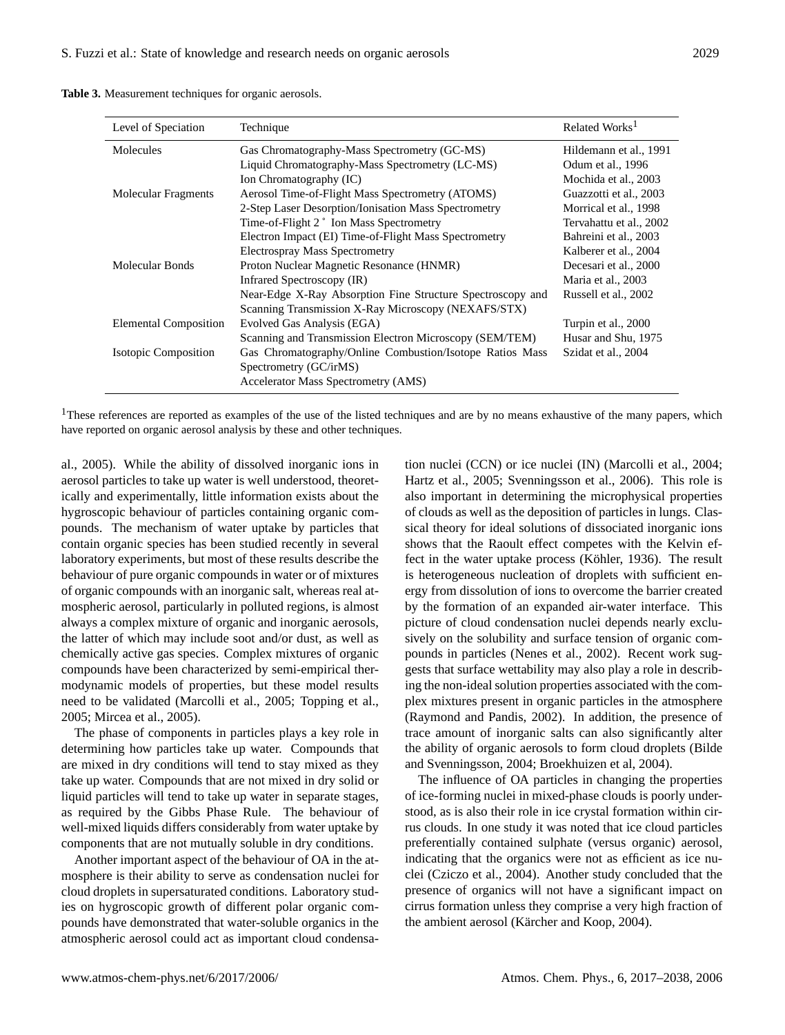**Table 3.** Measurement techniques for organic aerosols.

| Level of Speciation | Technique | Related Works[1] |
|---|---|---|
| Molecules | Gas Chromatography-Mass Spectrometry (GC-MS) | Hildemann et al., 1991 |
| | Liquid Chromatography-Mass Spectrometry (LC-MS) | Odum et al., 1996 |
| | Ion Chromatography (IC) | Mochida et al., 2003 |
| Molecular Fragments | Aerosol Time-of-Flight Mass Spectrometry (ATOMS) | Guazzotti et al., 2003 |
| | 2-Step Laser Desorption/Ionisation Mass Spectrometry | Morrical et al., 1998 |
| | Time-of-Flight 2 ˚ Ion Mass Spectrometry | Tervahattu et al., 2002 |
| | Electron Impact (EI) Time-of-Flight Mass Spectrometry | Bahreini et al., 2003 |
| | Electrospray Mass Spectrometry | Kalberer et al., 2004 |
| Molecular Bonds | Proton Nuclear Magnetic Resonance (HNMR) | Decesari et al., 2000 |
| | Infrared Spectroscopy (IR) | Maria et al., 2003 |
| | Near-Edge X-Ray Absorption Fine Structure Spectroscopy and Scanning Transmission X-Ray Microscopy (NEXAFS/STX) | Russell et al., 2002 |
| Elemental Composition | Evolved Gas Analysis (EGA) | Turpin et al., 2000 |
| | Scanning and Transmission Electron Microscopy (SEM/TEM) | Husar and Shu, 1975 |
| Isotopic Composition | Gas Chromatography/Online Combustion/Isotope Ratios Mass Spectrometry (GC/irMS) | Szidat et al., 2004 |
| | Accelerator Mass Spectrometry (AMS) | |

[1]These references are reported as examples of the use of the listed techniques and are by no means exhaustive of the many papers, which have reported on organic aerosol analysis by these and other techniques.

al., 2005). While the ability of dissolved inorganic ions in aerosol particles to take up water is well understood, theoretically and experimentally, little information exists about the hygroscopic behaviour of particles containing organic compounds. The mechanism of water uptake by particles that contain organic species has been studied recently in several laboratory experiments, but most of these results describe the behaviour of pure organic compounds in water or of mixtures of organic compounds with an inorganic salt, whereas real atmospheric aerosol, particularly in polluted regions, is almost always a complex mixture of organic and inorganic aerosols, the latter of which may include soot and/or dust, as well as chemically active gas species. Complex mixtures of organic compounds have been characterized by semi-empirical thermodynamic models of properties, but these model results need to be validated (Marcolli et al., 2005; Topping et al., 2005; Mircea et al., 2005).

The phase of components in particles plays a key role in determining how particles take up water. Compounds that are mixed in dry conditions will tend to stay mixed as they take up water. Compounds that are not mixed in dry solid or liquid particles will tend to take up water in separate stages, as required by the Gibbs Phase Rule. The behaviour of well-mixed liquids differs considerably from water uptake by components that are not mutually soluble in dry conditions.

Another important aspect of the behaviour of OA in the atmosphere is their ability to serve as condensation nuclei for cloud droplets in supersaturated conditions. Laboratory studies on hygroscopic growth of different polar organic compounds have demonstrated that water-soluble organics in the atmospheric aerosol could act as important cloud condensation nuclei (CCN) or ice nuclei (IN) (Marcolli et al., 2004; Hartz et al., 2005; Svenningsson et al., 2006). This role is also important in determining the microphysical properties of clouds as well as the deposition of particles in lungs. Classical theory for ideal solutions of dissociated inorganic ions shows that the Raoult effect competes with the Kelvin effect in the water uptake process (Köhler, 1936). The result is heterogeneous nucleation of droplets with sufficient energy from dissolution of ions to overcome the barrier created by the formation of an expanded air-water interface. This picture of cloud condensation nuclei depends nearly exclusively on the solubility and surface tension of organic compounds in particles (Nenes et al., 2002). Recent work suggests that surface wettability may also play a role in describing the non-ideal solution properties associated with the complex mixtures present in organic particles in the atmosphere (Raymond and Pandis, 2002). In addition, the presence of trace amount of inorganic salts can also significantly alter the ability of organic aerosols to form cloud droplets (Bilde and Svenningsson, 2004; Broekhuizen et al, 2004).

The influence of OA particles in changing the properties of ice-forming nuclei in mixed-phase clouds is poorly understood, as is also their role in ice crystal formation within cirrus clouds. In one study it was noted that ice cloud particles preferentially contained sulphate (versus organic) aerosol, indicating that the organics were not as efficient as ice nuclei (Cziczo et al., 2004). Another study concluded that the presence of organics will not have a significant impact on cirrus formation unless they comprise a very high fraction of the ambient aerosol (Kärcher and Koop, 2004).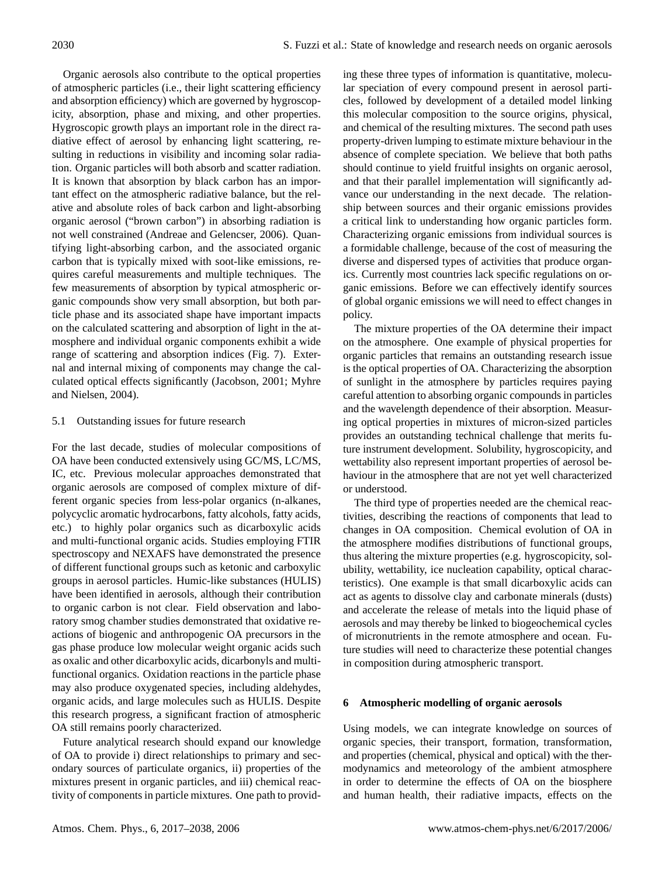Organic aerosols also contribute to the optical properties of atmospheric particles (i.e., their light scattering efficiency and absorption efficiency) which are governed by hygroscopicity, absorption, phase and mixing, and other properties. Hygroscopic growth plays an important role in the direct radiative effect of aerosol by enhancing light scattering, resulting in reductions in visibility and incoming solar radiation. Organic particles will both absorb and scatter radiation. It is known that absorption by black carbon has an important effect on the atmospheric radiative balance, but the relative and absolute roles of back carbon and light-absorbing organic aerosol ("brown carbon") in absorbing radiation is not well constrained (Andreae and Gelencser, 2006). Quantifying light-absorbing carbon, and the associated organic carbon that is typically mixed with soot-like emissions, requires careful measurements and multiple techniques. The few measurements of absorption by typical atmospheric organic compounds show very small absorption, but both particle phase and its associated shape have important impacts on the calculated scattering and absorption of light in the atmosphere and individual organic components exhibit a wide range of scattering and absorption indices (Fig. 7). External and internal mixing of components may change the calculated optical effects significantly (Jacobson, 2001; Myhre and Nielsen, 2004).

### 5.1 Outstanding issues for future research

For the last decade, studies of molecular compositions of OA have been conducted extensively using GC/MS, LC/MS, IC, etc. Previous molecular approaches demonstrated that organic aerosols are composed of complex mixture of different organic species from less-polar organics (n-alkanes, polycyclic aromatic hydrocarbons, fatty alcohols, fatty acids, etc.) to highly polar organics such as dicarboxylic acids and multi-functional organic acids. Studies employing FTIR spectroscopy and NEXAFS have demonstrated the presence of different functional groups such as ketonic and carboxylic groups in aerosol particles. Humic-like substances (HULIS) have been identified in aerosols, although their contribution to organic carbon is not clear. Field observation and laboratory smog chamber studies demonstrated that oxidative reactions of biogenic and anthropogenic OA precursors in the gas phase produce low molecular weight organic acids such as oxalic and other dicarboxylic acids, dicarbonyls and multifunctional organics. Oxidation reactions in the particle phase may also produce oxygenated species, including aldehydes, organic acids, and large molecules such as HULIS. Despite this research progress, a significant fraction of atmospheric OA still remains poorly characterized.

Future analytical research should expand our knowledge of OA to provide i) direct relationships to primary and secondary sources of particulate organics, ii) properties of the mixtures present in organic particles, and iii) chemical reactivity of components in particle mixtures. One path to providing these three types of information is quantitative, molecular speciation of every compound present in aerosol particles, followed by development of a detailed model linking this molecular composition to the source origins, physical, and chemical of the resulting mixtures. The second path uses property-driven lumping to estimate mixture behaviour in the absence of complete speciation. We believe that both paths should continue to yield fruitful insights on organic aerosol, and that their parallel implementation will significantly advance our understanding in the next decade. The relationship between sources and their organic emissions provides a critical link to understanding how organic particles form. Characterizing organic emissions from individual sources is a formidable challenge, because of the cost of measuring the diverse and dispersed types of activities that produce organics. Currently most countries lack specific regulations on organic emissions. Before we can effectively identify sources of global organic emissions we will need to effect changes in policy.

The mixture properties of the OA determine their impact on the atmosphere. One example of physical properties for organic particles that remains an outstanding research issue is the optical properties of OA. Characterizing the absorption of sunlight in the atmosphere by particles requires paying careful attention to absorbing organic compounds in particles and the wavelength dependence of their absorption. Measuring optical properties in mixtures of micron-sized particles provides an outstanding technical challenge that merits future instrument development. Solubility, hygroscopicity, and wettability also represent important properties of aerosol behaviour in the atmosphere that are not yet well characterized or understood.

The third type of properties needed are the chemical reactivities, describing the reactions of components that lead to changes in OA composition. Chemical evolution of OA in the atmosphere modifies distributions of functional groups, thus altering the mixture properties (e.g. hygroscopicity, solubility, wettability, ice nucleation capability, optical characteristics). One example is that small dicarboxylic acids can act as agents to dissolve clay and carbonate minerals (dusts) and accelerate the release of metals into the liquid phase of aerosols and may thereby be linked to biogeochemical cycles of micronutrients in the remote atmosphere and ocean. Future studies will need to characterize these potential changes in composition during atmospheric transport.

## 6 Atmospheric modelling of organic aerosols

Using models, we can integrate knowledge on sources of organic species, their transport, formation, transformation, and properties (chemical, physical and optical) with the thermodynamics and meteorology of the ambient atmosphere in order to determine the effects of OA on the biosphere and human health, their radiative impacts, effects on the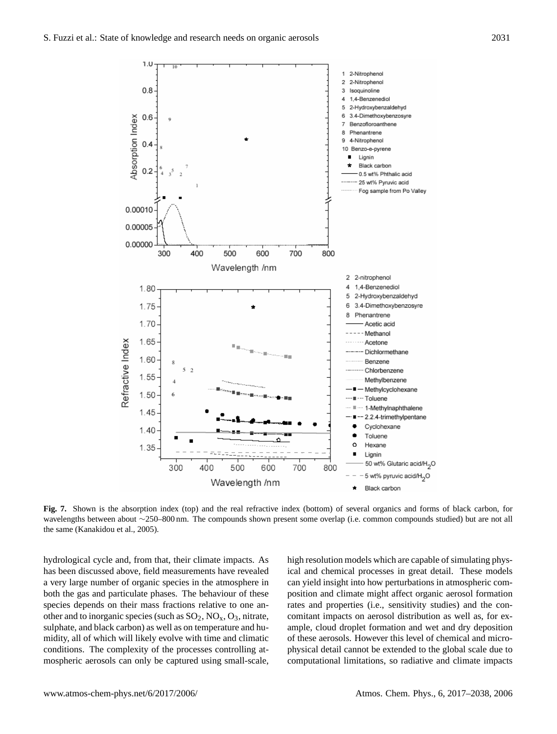**Fig. 7.** Shown is the absorption index (top) and the real refractive index (bottom) of several organics and forms of black carbon, for wavelengths between about ∼250–800 nm. The compounds shown present some overlap (i.e. common compounds studied) but are not all the same (Kanakidou et al., 2005).

hydrological cycle and, from that, their climate impacts. As has been discussed above, field measurements have revealed a very large number of organic species in the atmosphere in both the gas and particulate phases. The behaviour of these species depends on their mass fractions relative to one another and to inorganic species (such as $SO_2$, $NO_x$, $O_3$, nitrate, sulphate, and black carbon) as well as on temperature and humidity, all of which will likely evolve with time and climatic conditions. The complexity of the processes controlling atmospheric aerosols can only be captured using small-scale, high resolution models which are capable of simulating physical and chemical processes in great detail. These models can yield insight into how perturbations in atmospheric composition and climate might affect organic aerosol formation rates and properties (i.e., sensitivity studies) and the concomitant impacts on aerosol distribution as well as, for example, cloud droplet formation and wet and dry deposition of these aerosols. However this level of chemical and microphysical detail cannot be extended to the global scale due to computational limitations, so radiative and climate impacts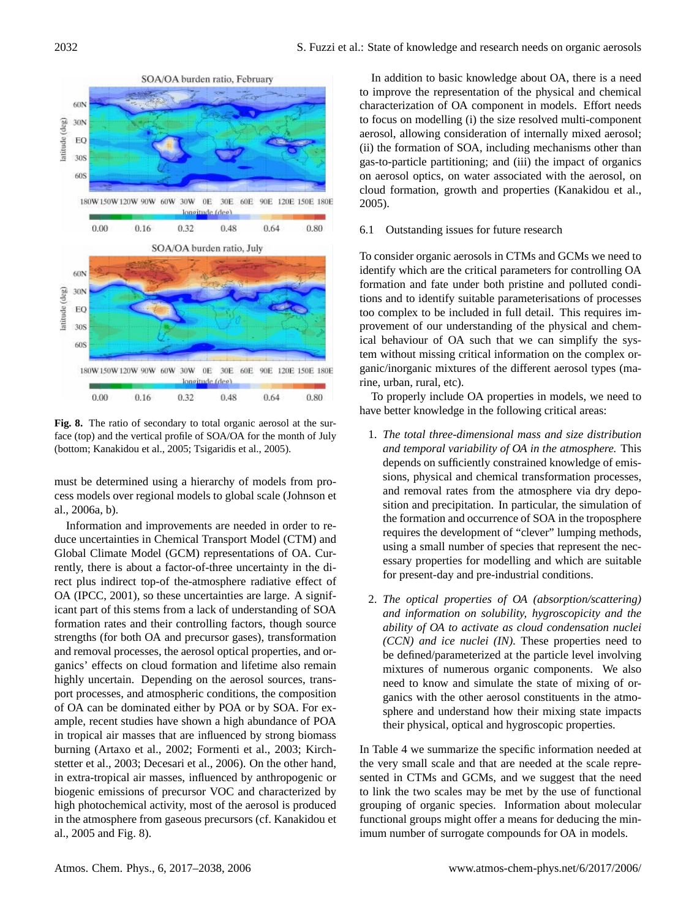SOA/OA burden ratio, February

60N
30N
EQ
30S
60S

latitude (deg)

180W 150W 120W 90W 60W 30W 0E 30E 60E 90E 120E 150E 180E

longitude (deg)

0.00 0.16 0.32 0.48 0.64 0.80

SOA/OA burden ratio, July

60N
30N
EQ
30S
60S

latitude (deg)

180W 150W 120W 90W 60W 30W 0E 30E 60E 90E 120E 150E 180E

longitude (deg)

0.00 0.16 0.32 0.48 0.64 0.80

**Fig. 8.** The ratio of secondary to total organic aerosol at the surface (top) and the vertical profile of SOA/OA for the month of July (bottom; Kanakidou et al., 2005; Tsigaridis et al., 2005).

must be determined using a hierarchy of models from process models over regional models to global scale (Johnson et al., 2006a, b).

Information and improvements are needed in order to reduce uncertainties in Chemical Transport Model (CTM) and Global Climate Model (GCM) representations of OA. Currently, there is about a factor-of-three uncertainty in the direct plus indirect top-of the-atmosphere radiative effect of OA (IPCC, 2001), so these uncertainties are large. A significant part of this stems from a lack of understanding of SOA formation rates and their controlling factors, though source strengths (for both OA and precursor gases), transformation and removal processes, the aerosol optical properties, and organics' effects on cloud formation and lifetime also remain highly uncertain. Depending on the aerosol sources, transport processes, and atmospheric conditions, the composition of OA can be dominated either by POA or by SOA. For example, recent studies have shown a high abundance of POA in tropical air masses that are influenced by strong biomass burning (Artaxo et al., 2002; Formenti et al., 2003; Kirchstetter et al., 2003; Decesari et al., 2006). On the other hand, in extra-tropical air masses, influenced by anthropogenic or biogenic emissions of precursor VOC and characterized by high photochemical activity, most of the aerosol is produced in the atmosphere from gaseous precursors (cf. Kanakidou et al., 2005 and Fig. 8).

In addition to basic knowledge about OA, there is a need to improve the representation of the physical and chemical characterization of OA component in models. Effort needs to focus on modelling (i) the size resolved multi-component aerosol, allowing consideration of internally mixed aerosol; (ii) the formation of SOA, including mechanisms other than gas-to-particle partitioning; and (iii) the impact of organics on aerosol optics, on water associated with the aerosol, on cloud formation, growth and properties (Kanakidou et al., 2005).

### 6.1 Outstanding issues for future research

To consider organic aerosols in CTMs and GCMs we need to identify which are the critical parameters for controlling OA formation and fate under both pristine and polluted conditions and to identify suitable parameterisations of processes too complex to be included in full detail. This requires improvement of our understanding of the physical and chemical behaviour of OA such that we can simplify the system without missing critical information on the complex organic/inorganic mixtures of the different aerosol types (marine, urban, rural, etc).

To properly include OA properties in models, we need to have better knowledge in the following critical areas:

1. *The total three-dimensional mass and size distribution and temporal variability of OA in the atmosphere.* This depends on sufficiently constrained knowledge of emissions, physical and chemical transformation processes, and removal rates from the atmosphere via dry deposition and precipitation. In particular, the simulation of the formation and occurrence of SOA in the troposphere requires the development of "clever" lumping methods, using a small number of species that represent the necessary properties for modelling and which are suitable for present-day and pre-industrial conditions.

2. *The optical properties of OA (absorption/scattering) and information on solubility, hygroscopicity and the ability of OA to activate as cloud condensation nuclei (CCN) and ice nuclei (IN).* These properties need to be defined/parameterized at the particle level involving mixtures of numerous organic components. We also need to know and simulate the state of mixing of organics with the other aerosol constituents in the atmosphere and understand how their mixing state impacts their physical, optical and hygroscopic properties.

In Table 4 we summarize the specific information needed at the very small scale and that are needed at the scale represented in CTMs and GCMs, and we suggest that the need to link the two scales may be met by the use of functional grouping of organic species. Information about molecular functional groups might offer a means for deducing the minimum number of surrogate compounds for OA in models.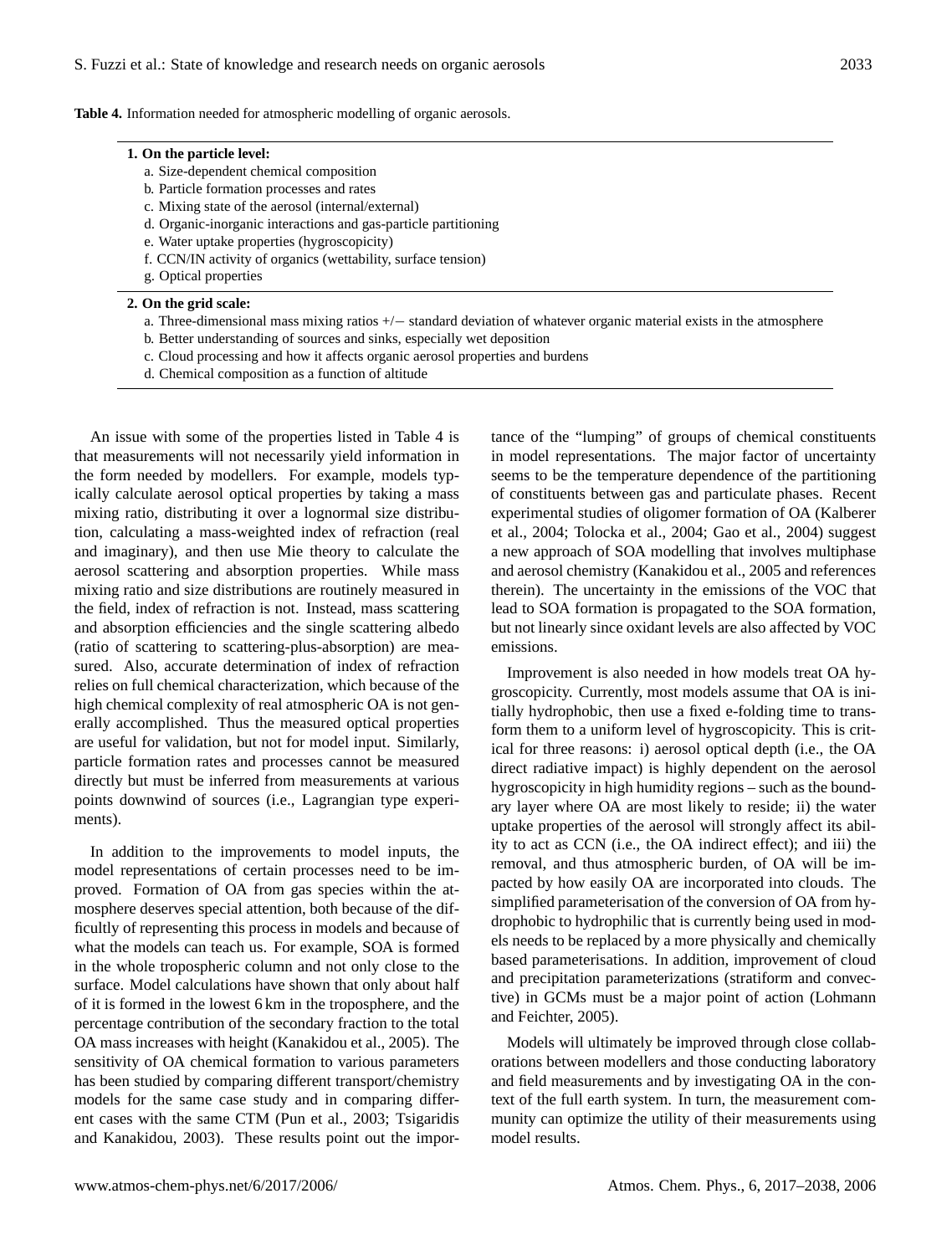**Table 4.** Information needed for atmospheric modelling of organic aerosols.

**1. On the particle level:**

a. Size-dependent chemical composition
b. Particle formation processes and rates
c. Mixing state of the aerosol (internal/external)
d. Organic-inorganic interactions and gas-particle partitioning
e. Water uptake properties (hygroscopicity)
f. CCN/IN activity of organics (wettability, surface tension)
g. Optical properties

**2. On the grid scale:**

a. Three-dimensional mass mixing ratios +/− standard deviation of whatever organic material exists in the atmosphere
b. Better understanding of sources and sinks, especially wet deposition
c. Cloud processing and how it affects organic aerosol properties and burdens
d. Chemical composition as a function of altitude

An issue with some of the properties listed in Table 4 is that measurements will not necessarily yield information in the form needed by modellers. For example, models typically calculate aerosol optical properties by taking a mass mixing ratio, distributing it over a lognormal size distribution, calculating a mass-weighted index of refraction (real and imaginary), and then use Mie theory to calculate the aerosol scattering and absorption properties. While mass mixing ratio and size distributions are routinely measured in the field, index of refraction is not. Instead, mass scattering and absorption efficiencies and the single scattering albedo (ratio of scattering to scattering-plus-absorption) are measured. Also, accurate determination of index of refraction relies on full chemical characterization, which because of the high chemical complexity of real atmospheric OA is not generally accomplished. Thus the measured optical properties are useful for validation, but not for model input. Similarly, particle formation rates and processes cannot be measured directly but must be inferred from measurements at various points downwind of sources (i.e., Lagrangian type experiments).

In addition to the improvements to model inputs, the model representations of certain processes need to be improved. Formation of OA from gas species within the atmosphere deserves special attention, both because of the difficultly of representing this process in models and because of what the models can teach us. For example, SOA is formed in the whole tropospheric column and not only close to the surface. Model calculations have shown that only about half of it is formed in the lowest 6 km in the troposphere, and the percentage contribution of the secondary fraction to the total OA mass increases with height (Kanakidou et al., 2005). The sensitivity of OA chemical formation to various parameters has been studied by comparing different transport/chemistry models for the same case study and in comparing different cases with the same CTM (Pun et al., 2003; Tsigaridis and Kanakidou, 2003). These results point out the importance of the "lumping" of groups of chemical constituents in model representations. The major factor of uncertainty seems to be the temperature dependence of the partitioning of constituents between gas and particulate phases. Recent experimental studies of oligomer formation of OA (Kalberer et al., 2004; Tolocka et al., 2004; Gao et al., 2004) suggest a new approach of SOA modelling that involves multiphase and aerosol chemistry (Kanakidou et al., 2005 and references therein). The uncertainty in the emissions of the VOC that lead to SOA formation is propagated to the SOA formation, but not linearly since oxidant levels are also affected by VOC emissions.

Improvement is also needed in how models treat OA hygroscopicity. Currently, most models assume that OA is initially hydrophobic, then use a fixed e-folding time to transform them to a uniform level of hygroscopicity. This is critical for three reasons: i) aerosol optical depth (i.e., the OA direct radiative impact) is highly dependent on the aerosol hygroscopicity in high humidity regions – such as the boundary layer where OA are most likely to reside; ii) the water uptake properties of the aerosol will strongly affect its ability to act as CCN (i.e., the OA indirect effect); and iii) the removal, and thus atmospheric burden, of OA will be impacted by how easily OA are incorporated into clouds. The simplified parameterisation of the conversion of OA from hydrophobic to hydrophilic that is currently being used in models needs to be replaced by a more physically and chemically based parameterisations. In addition, improvement of cloud and precipitation parameterizations (stratiform and convective) in GCMs must be a major point of action (Lohmann and Feichter, 2005).

Models will ultimately be improved through close collaborations between modellers and those conducting laboratory and field measurements and by investigating OA in the context of the full earth system. In turn, the measurement community can optimize the utility of their measurements using model results.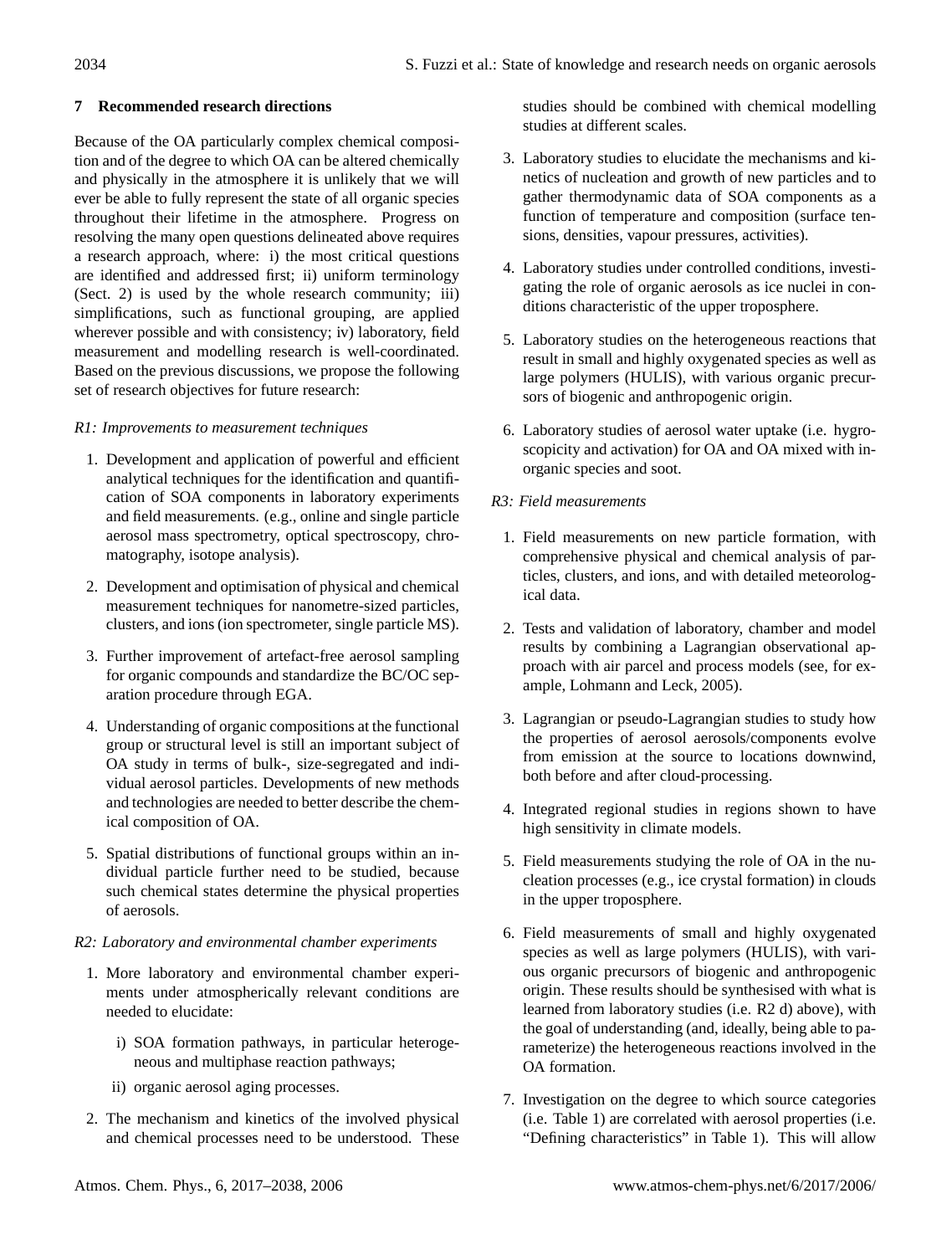## 7 Recommended research directions

Because of the OA particularly complex chemical composition and of the degree to which OA can be altered chemically and physically in the atmosphere it is unlikely that we will ever be able to fully represent the state of all organic species throughout their lifetime in the atmosphere. Progress on resolving the many open questions delineated above requires a research approach, where: i) the most critical questions are identified and addressed first; ii) uniform terminology (Sect. 2) is used by the whole research community; iii) simplifications, such as functional grouping, are applied wherever possible and with consistency; iv) laboratory, field measurement and modelling research is well-coordinated. Based on the previous discussions, we propose the following set of research objectives for future research:

*R1: Improvements to measurement techniques*

1. Development and application of powerful and efficient analytical techniques for the identification and quantification of SOA components in laboratory experiments and field measurements. (e.g., online and single particle aerosol mass spectrometry, optical spectroscopy, chromatography, isotope analysis).
2. Development and optimisation of physical and chemical measurement techniques for nanometre-sized particles, clusters, and ions (ion spectrometer, single particle MS).
3. Further improvement of artefact-free aerosol sampling for organic compounds and standardize the BC/OC separation procedure through EGA.
4. Understanding of organic compositions at the functional group or structural level is still an important subject of OA study in terms of bulk-, size-segregated and individual aerosol particles. Developments of new methods and technologies are needed to better describe the chemical composition of OA.
5. Spatial distributions of functional groups within an individual particle further need to be studied, because such chemical states determine the physical properties of aerosols.

*R2: Laboratory and environmental chamber experiments*

1. More laboratory and environmental chamber experiments under atmospherically relevant conditions are needed to elucidate:
   i) SOA formation pathways, in particular heterogeneous and multiphase reaction pathways;
   ii) organic aerosol aging processes.
2. The mechanism and kinetics of the involved physical and chemical processes need to be understood. These studies should be combined with chemical modelling studies at different scales.
3. Laboratory studies to elucidate the mechanisms and kinetics of nucleation and growth of new particles and to gather thermodynamic data of SOA components as a function of temperature and composition (surface tensions, densities, vapour pressures, activities).
4. Laboratory studies under controlled conditions, investigating the role of organic aerosols as ice nuclei in conditions characteristic of the upper troposphere.
5. Laboratory studies on the heterogeneous reactions that result in small and highly oxygenated species as well as large polymers (HULIS), with various organic precursors of biogenic and anthropogenic origin.
6. Laboratory studies of aerosol water uptake (i.e. hygroscopicity and activation) for OA and OA mixed with inorganic species and soot.

*R3: Field measurements*

1. Field measurements on new particle formation, with comprehensive physical and chemical analysis of particles, clusters, and ions, and with detailed meteorological data.
2. Tests and validation of laboratory, chamber and model results by combining a Lagrangian observational approach with air parcel and process models (see, for example, Lohmann and Leck, 2005).
3. Lagrangian or pseudo-Lagrangian studies to study how the properties of aerosol aerosols/components evolve from emission at the source to locations downwind, both before and after cloud-processing.
4. Integrated regional studies in regions shown to have high sensitivity in climate models.
5. Field measurements studying the role of OA in the nucleation processes (e.g., ice crystal formation) in clouds in the upper troposphere.
6. Field measurements of small and highly oxygenated species as well as large polymers (HULIS), with various organic precursors of biogenic and anthropogenic origin. These results should be synthesised with what is learned from laboratory studies (i.e. R2 d) above), with the goal of understanding (and, ideally, being able to parameterize) the heterogeneous reactions involved in the OA formation.
7. Investigation on the degree to which source categories (i.e. Table 1) are correlated with aerosol properties (i.e. "Defining characteristics" in Table 1). This will allow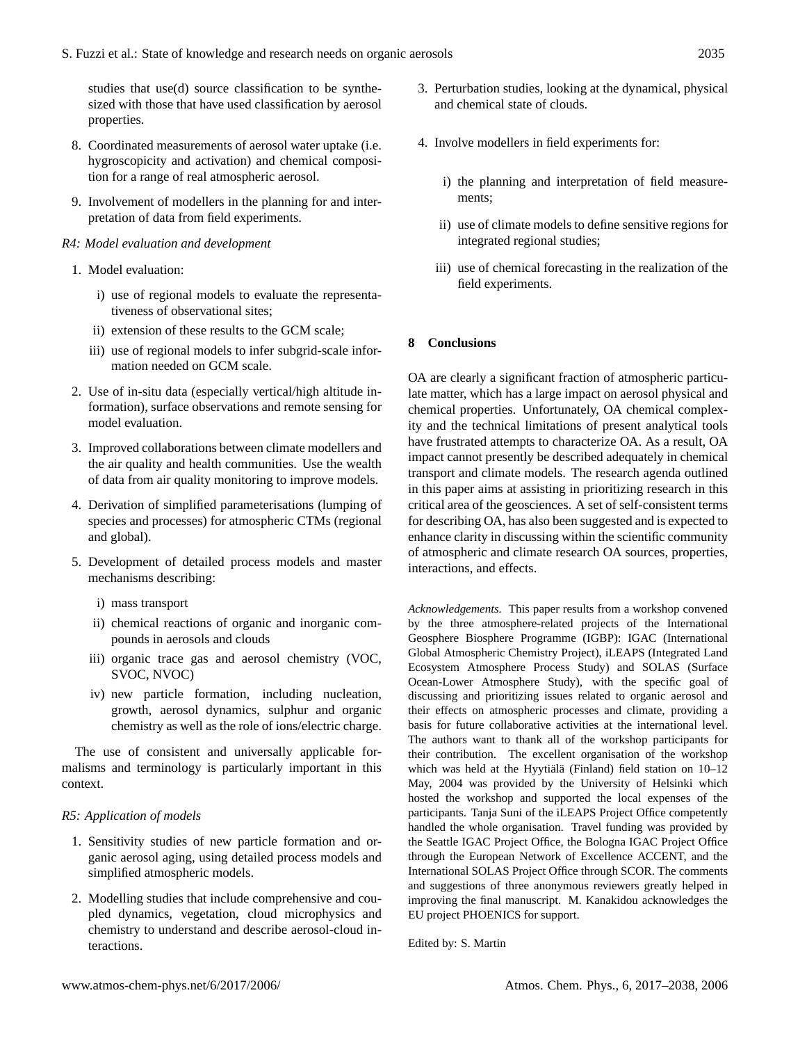studies that use(d) source classification to be synthesized with those that have used classification by aerosol properties.

8. Coordinated measurements of aerosol water uptake (i.e. hygroscopicity and activation) and chemical composition for a range of real atmospheric aerosol.

9. Involvement of modellers in the planning for and interpretation of data from field experiments.

*R4: Model evaluation and development*

1. Model evaluation:
   i) use of regional models to evaluate the representativeness of observational sites;
   ii) extension of these results to the GCM scale;
   iii) use of regional models to infer subgrid-scale information needed on GCM scale.

2. Use of in-situ data (especially vertical/high altitude information), surface observations and remote sensing for model evaluation.

3. Improved collaborations between climate modellers and the air quality and health communities. Use the wealth of data from air quality monitoring to improve models.

4. Derivation of simplified parameterisations (lumping of species and processes) for atmospheric CTMs (regional and global).

5. Development of detailed process models and master mechanisms describing:
   i) mass transport
   ii) chemical reactions of organic and inorganic compounds in aerosols and clouds
   iii) organic trace gas and aerosol chemistry (VOC, SVOC, NVOC)
   iv) new particle formation, including nucleation, growth, aerosol dynamics, sulphur and organic chemistry as well as the role of ions/electric charge.

The use of consistent and universally applicable formalisms and terminology is particularly important in this context.

*R5: Application of models*

1. Sensitivity studies of new particle formation and organic aerosol aging, using detailed process models and simplified atmospheric models.

2. Modelling studies that include comprehensive and coupled dynamics, vegetation, cloud microphysics and chemistry to understand and describe aerosol-cloud interactions.

3. Perturbation studies, looking at the dynamical, physical and chemical state of clouds.

4. Involve modellers in field experiments for:
   i) the planning and interpretation of field measurements;
   ii) use of climate models to define sensitive regions for integrated regional studies;
   iii) use of chemical forecasting in the realization of the field experiments.

## 8 Conclusions

OA are clearly a significant fraction of atmospheric particulate matter, which has a large impact on aerosol physical and chemical properties. Unfortunately, OA chemical complexity and the technical limitations of present analytical tools have frustrated attempts to characterize OA. As a result, OA impact cannot presently be described adequately in chemical transport and climate models. The research agenda outlined in this paper aims at assisting in prioritizing research in this critical area of the geosciences. A set of self-consistent terms for describing OA, has also been suggested and is expected to enhance clarity in discussing within the scientific community of atmospheric and climate research OA sources, properties, interactions, and effects.

*Acknowledgements.* This paper results from a workshop convened by the three atmosphere-related projects of the International Geosphere Biosphere Programme (IGBP): IGAC (International Global Atmospheric Chemistry Project), iLEAPS (Integrated Land Ecosystem Atmosphere Process Study) and SOLAS (Surface Ocean-Lower Atmosphere Study), with the specific goal of discussing and prioritizing issues related to organic aerosol and their effects on atmospheric processes and climate, providing a basis for future collaborative activities at the international level. The authors want to thank all of the workshop participants for their contribution. The excellent organisation of the workshop which was held at the Hyytiälä (Finland) field station on 10–12 May, 2004 was provided by the University of Helsinki which hosted the workshop and supported the local expenses of the participants. Tanja Suni of the iLEAPS Project Office competently handled the whole organisation. Travel funding was provided by the Seattle IGAC Project Office, the Bologna IGAC Project Office through the European Network of Excellence ACCENT, and the International SOLAS Project Office through SCOR. The comments and suggestions of three anonymous reviewers greatly helped in improving the final manuscript. M. Kanakidou acknowledges the EU project PHOENICS for support.

Edited by: S. Martin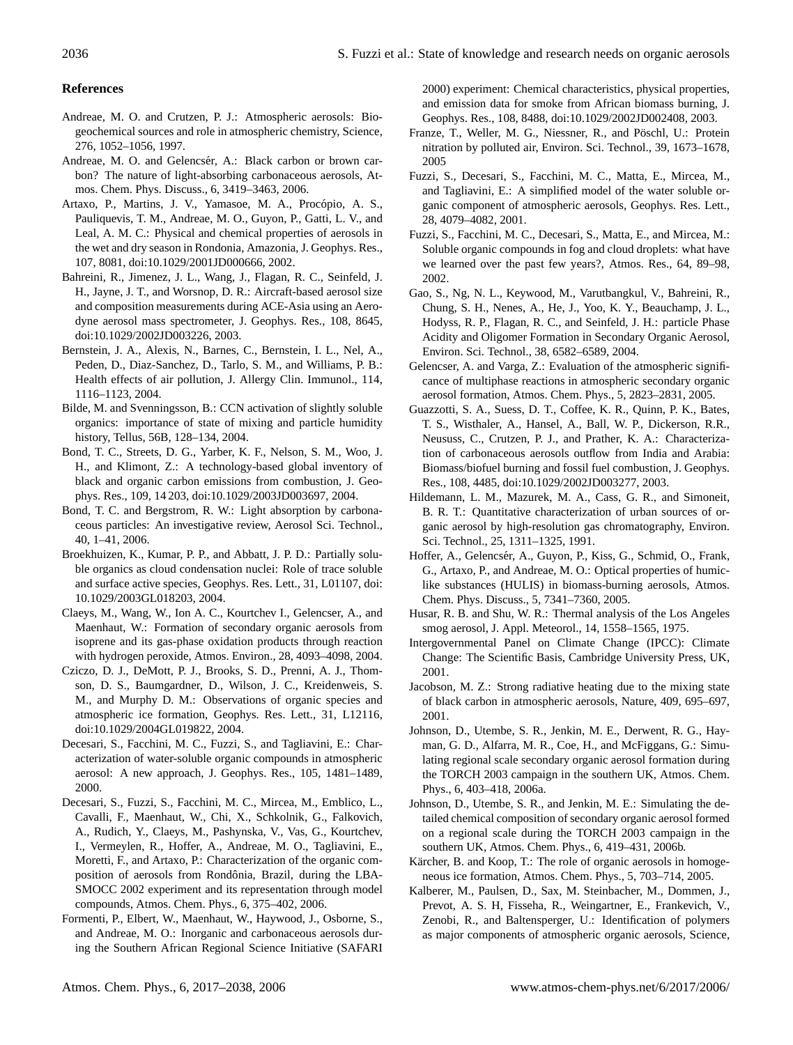## References

Andreae, M. O. and Crutzen, P. J.: Atmospheric aerosols: Biogeochemical sources and role in atmospheric chemistry, Science, 276, 1052–1056, 1997.

Andreae, M. O. and Gelencsér, A.: Black carbon or brown carbon? The nature of light-absorbing carbonaceous aerosols, Atmos. Chem. Phys. Discuss., 6, 3419–3463, 2006.

Artaxo, P., Martins, J. V., Yamasoe, M. A., Procópio, A. S., Pauliquevis, T. M., Andreae, M. O., Guyon, P., Gatti, L. V., and Leal, A. M. C.: Physical and chemical properties of aerosols in the wet and dry season in Rondonia, Amazonia, J. Geophys. Res., 107, 8081, doi:10.1029/2001JD000666, 2002.

Bahreini, R., Jimenez, J. L., Wang, J., Flagan, R. C., Seinfeld, J. H., Jayne, J. T., and Worsnop, D. R.: Aircraft-based aerosol size and composition measurements during ACE-Asia using an Aerodyne aerosol mass spectrometer, J. Geophys. Res., 108, 8645, doi:10.1029/2002JD003226, 2003.

Bernstein, J. A., Alexis, N., Barnes, C., Bernstein, I. L., Nel, A., Peden, D., Diaz-Sanchez, D., Tarlo, S. M., and Williams, P. B.: Health effects of air pollution, J. Allergy Clin. Immunol., 114, 1116–1123, 2004.

Bilde, M. and Svenningsson, B.: CCN activation of slightly soluble organics: importance of state of mixing and particle humidity history, Tellus, 56B, 128–134, 2004.

Bond, T. C., Streets, D. G., Yarber, K. F., Nelson, S. M., Woo, J. H., and Klimont, Z.: A technology-based global inventory of black and organic carbon emissions from combustion, J. Geophys. Res., 109, 14 203, doi:10.1029/2003JD003697, 2004.

Bond, T. C. and Bergstrom, R. W.: Light absorption by carbonaceous particles: An investigative review, Aerosol Sci. Technol., 40, 1–41, 2006.

Broekhuizen, K., Kumar, P. P., and Abbatt, J. P. D.: Partially soluble organics as cloud condensation nuclei: Role of trace soluble and surface active species, Geophys. Res. Lett., 31, L01107, doi: 10.1029/2003GL018203, 2004.

Claeys, M., Wang, W., Ion A. C., Kourtchev I., Gelencser, A., and Maenhaut, W.: Formation of secondary organic aerosols from isoprene and its gas-phase oxidation products through reaction with hydrogen peroxide, Atmos. Environ., 28, 4093–4098, 2004.

Cziczo, D. J., DeMott, P. J., Brooks, S. D., Prenni, A. J., Thomson, D. S., Baumgardner, D., Wilson, J. C., Kreidenweis, S. M., and Murphy D. M.: Observations of organic species and atmospheric ice formation, Geophys. Res. Lett., 31, L12116, doi:10.1029/2004GL019822, 2004.

Decesari, S., Facchini, M. C., Fuzzi, S., and Tagliavini, E.: Characterization of water-soluble organic compounds in atmospheric aerosol: A new approach, J. Geophys. Res., 105, 1481–1489, 2000.

Decesari, S., Fuzzi, S., Facchini, M. C., Mircea, M., Emblico, L., Cavalli, F., Maenhaut, W., Chi, X., Schkolnik, G., Falkovich, A., Rudich, Y., Claeys, M., Pashynska, V., Vas, G., Kourtchev, I., Vermeylen, R., Hoffer, A., Andreae, M. O., Tagliavini, E., Moretti, F., and Artaxo, P.: Characterization of the organic composition of aerosols from Rondônia, Brazil, during the LBA-SMOCC 2002 experiment and its representation through model compounds, Atmos. Chem. Phys., 6, 375–402, 2006.

Formenti, P., Elbert, W., Maenhaut, W., Haywood, J., Osborne, S., and Andreae, M. O.: Inorganic and carbonaceous aerosols during the Southern African Regional Science Initiative (SAFARI 2000) experiment: Chemical characteristics, physical properties, and emission data for smoke from African biomass burning, J. Geophys. Res., 108, 8488, doi:10.1029/2002JD002408, 2003.

Franze, T., Weller, M. G., Niessner, R., and Pöschl, U.: Protein nitration by polluted air, Environ. Sci. Technol., 39, 1673–1678, 2005

Fuzzi, S., Decesari, S., Facchini, M. C., Matta, E., Mircea, M., and Tagliavini, E.: A simplified model of the water soluble organic component of atmospheric aerosols, Geophys. Res. Lett., 28, 4079–4082, 2001.

Fuzzi, S., Facchini, M. C., Decesari, S., Matta, E., and Mircea, M.: Soluble organic compounds in fog and cloud droplets: what have we learned over the past few years?, Atmos. Res., 64, 89–98, 2002.

Gao, S., Ng, N. L., Keywood, M., Varutbangkul, V., Bahreini, R., Chung, S. H., Nenes, A., He, J., Yoo, K. Y., Beauchamp, J. L., Hodyss, R. P., Flagan, R. C., and Seinfeld, J. H.: particle Phase Acidity and Oligomer Formation in Secondary Organic Aerosol, Environ. Sci. Technol., 38, 6582–6589, 2004.

Gelencser, A. and Varga, Z.: Evaluation of the atmospheric significance of multiphase reactions in atmospheric secondary organic aerosol formation, Atmos. Chem. Phys., 5, 2823–2831, 2005.

Guazzotti, S. A., Suess, D. T., Coffee, K. R., Quinn, P. K., Bates, T. S., Wisthaler, A., Hansel, A., Ball, W. P., Dickerson, R.R., Neususs, C., Crutzen, P. J., and Prather, K. A.: Characterization of carbonaceous aerosols outflow from India and Arabia: Biomass/biofuel burning and fossil fuel combustion, J. Geophys. Res., 108, 4485, doi:10.1029/2002JD003277, 2003.

Hildemann, L. M., Mazurek, M. A., Cass, G. R., and Simoneit, B. R. T.: Quantitative characterization of urban sources of organic aerosol by high-resolution gas chromatography, Environ. Sci. Technol., 25, 1311–1325, 1991.

Hoffer, A., Gelencsér, A., Guyon, P., Kiss, G., Schmid, O., Frank, G., Artaxo, P., and Andreae, M. O.: Optical properties of humic-like substances (HULIS) in biomass-burning aerosols, Atmos. Chem. Phys. Discuss., 5, 7341–7360, 2005.

Husar, R. B. and Shu, W. R.: Thermal analysis of the Los Angeles smog aerosol, J. Appl. Meteorol., 14, 1558–1565, 1975.

Intergovernmental Panel on Climate Change (IPCC): Climate Change: The Scientific Basis, Cambridge University Press, UK, 2001.

Jacobson, M. Z.: Strong radiative heating due to the mixing state of black carbon in atmospheric aerosols, Nature, 409, 695–697, 2001.

Johnson, D., Utembe, S. R., Jenkin, M. E., Derwent, R. G., Hayman, G. D., Alfarra, M. R., Coe, H., and McFiggans, G.: Simulating regional scale secondary organic aerosol formation during the TORCH 2003 campaign in the southern UK, Atmos. Chem. Phys., 6, 403–418, 2006a.

Johnson, D., Utembe, S. R., and Jenkin, M. E.: Simulating the detailed chemical composition of secondary organic aerosol formed on a regional scale during the TORCH 2003 campaign in the southern UK, Atmos. Chem. Phys., 6, 419–431, 2006b.

Kärcher, B. and Koop, T.: The role of organic aerosols in homogeneous ice formation, Atmos. Chem. Phys., 5, 703–714, 2005.

Kalberer, M., Paulsen, D., Sax, M. Steinbacher, M., Dommen, J., Prevot, A. S. H, Fisseha, R., Weingartner, E., Frankevich, V., Zenobi, R., and Baltensperger, U.: Identification of polymers as major components of atmospheric organic aerosols, Science,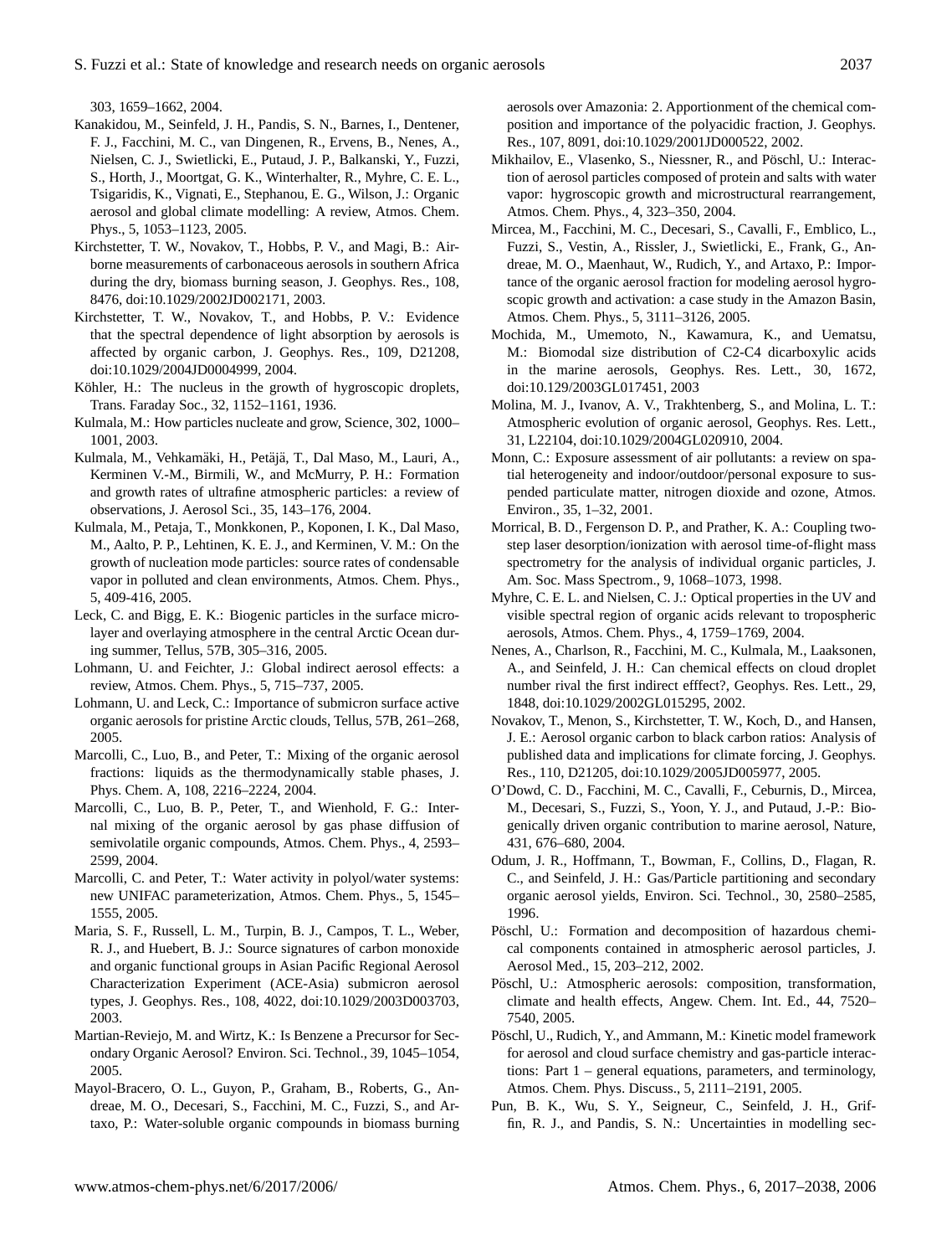303, 1659–1662, 2004.

Kanakidou, M., Seinfeld, J. H., Pandis, S. N., Barnes, I., Dentener, F. J., Facchini, M. C., van Dingenen, R., Ervens, B., Nenes, A., Nielsen, C. J., Swietlicki, E., Putaud, J. P., Balkanski, Y., Fuzzi, S., Horth, J., Moortgat, G. K., Winterhalter, R., Myhre, C. E. L., Tsigaridis, K., Vignati, E., Stephanou, E. G., Wilson, J.: Organic aerosol and global climate modelling: A review, Atmos. Chem. Phys., 5, 1053–1123, 2005.

Kirchstetter, T. W., Novakov, T., Hobbs, P. V., and Magi, B.: Airborne measurements of carbonaceous aerosols in southern Africa during the dry, biomass burning season, J. Geophys. Res., 108, 8476, doi:10.1029/2002JD002171, 2003.

Kirchstetter, T. W., Novakov, T., and Hobbs, P. V.: Evidence that the spectral dependence of light absorption by aerosols is affected by organic carbon, J. Geophys. Res., 109, D21208, doi:10.1029/2004JD0004999, 2004.

Köhler, H.: The nucleus in the growth of hygroscopic droplets, Trans. Faraday Soc., 32, 1152–1161, 1936.

Kulmala, M.: How particles nucleate and grow, Science, 302, 1000–1001, 2003.

Kulmala, M., Vehkamäki, H., Petäjä, T., Dal Maso, M., Lauri, A., Kerminen V.-M., Birmili, W., and McMurry, P. H.: Formation and growth rates of ultrafine atmospheric particles: a review of observations, J. Aerosol Sci., 35, 143–176, 2004.

Kulmala, M., Petaja, T., Monkkonen, P., Koponen, I. K., Dal Maso, M., Aalto, P. P., Lehtinen, K. E. J., and Kerminen, V. M.: On the growth of nucleation mode particles: source rates of condensable vapor in polluted and clean environments, Atmos. Chem. Phys., 5, 409-416, 2005.

Leck, C. and Bigg, E. K.: Biogenic particles in the surface microlayer and overlaying atmosphere in the central Arctic Ocean during summer, Tellus, 57B, 305–316, 2005.

Lohmann, U. and Feichter, J.: Global indirect aerosol effects: a review, Atmos. Chem. Phys., 5, 715–737, 2005.

Lohmann, U. and Leck, C.: Importance of submicron surface active organic aerosols for pristine Arctic clouds, Tellus, 57B, 261–268, 2005.

Marcolli, C., Luo, B., and Peter, T.: Mixing of the organic aerosol fractions: liquids as the thermodynamically stable phases, J. Phys. Chem. A, 108, 2216–2224, 2004.

Marcolli, C., Luo, B. P., Peter, T., and Wienhold, F. G.: Internal mixing of the organic aerosol by gas phase diffusion of semivolatile organic compounds, Atmos. Chem. Phys., 4, 2593–2599, 2004.

Marcolli, C. and Peter, T.: Water activity in polyol/water systems: new UNIFAC parameterization, Atmos. Chem. Phys., 5, 1545–1555, 2005.

Maria, S. F., Russell, L. M., Turpin, B. J., Campos, T. L., Weber, R. J., and Huebert, B. J.: Source signatures of carbon monoxide and organic functional groups in Asian Pacific Regional Aerosol Characterization Experiment (ACE-Asia) submicron aerosol types, J. Geophys. Res., 108, 4022, doi:10.1029/2003D003703, 2003.

Martian-Reviejo, M. and Wirtz, K.: Is Benzene a Precursor for Secondary Organic Aerosol? Environ. Sci. Technol., 39, 1045–1054, 2005.

Mayol-Bracero, O. L., Guyon, P., Graham, B., Roberts, G., Andreae, M. O., Decesari, S., Facchini, M. C., Fuzzi, S., and Artaxo, P.: Water-soluble organic compounds in biomass burning aerosols over Amazonia: 2. Apportionment of the chemical composition and importance of the polyacidic fraction, J. Geophys. Res., 107, 8091, doi:10.1029/2001JD000522, 2002.

Mikhailov, E., Vlasenko, S., Niessner, R., and Pöschl, U.: Interaction of aerosol particles composed of protein and salts with water vapor: hygroscopic growth and microstructural rearrangement, Atmos. Chem. Phys., 4, 323–350, 2004.

Mircea, M., Facchini, M. C., Decesari, S., Cavalli, F., Emblico, L., Fuzzi, S., Vestin, A., Rissler, J., Swietlicki, E., Frank, G., Andreae, M. O., Maenhaut, W., Rudich, Y., and Artaxo, P.: Importance of the organic aerosol fraction for modeling aerosol hygroscopic growth and activation: a case study in the Amazon Basin, Atmos. Chem. Phys., 5, 3111–3126, 2005.

Mochida, M., Umemoto, N., Kawamura, K., and Uematsu, M.: Biomodal size distribution of C2-C4 dicarboxylic acids in the marine aerosols, Geophys. Res. Lett., 30, 1672, doi:10.129/2003GL017451, 2003

Molina, M. J., Ivanov, A. V., Trakhtenberg, S., and Molina, L. T.: Atmospheric evolution of organic aerosol, Geophys. Res. Lett., 31, L22104, doi:10.1029/2004GL020910, 2004.

Monn, C.: Exposure assessment of air pollutants: a review on spatial heterogeneity and indoor/outdoor/personal exposure to suspended particulate matter, nitrogen dioxide and ozone, Atmos. Environ., 35, 1–32, 2001.

Morrical, B. D., Fergenson D. P., and Prather, K. A.: Coupling two-step laser desorption/ionization with aerosol time-of-flight mass spectrometry for the analysis of individual organic particles, J. Am. Soc. Mass Spectrom., 9, 1068–1073, 1998.

Myhre, C. E. L. and Nielsen, C. J.: Optical properties in the UV and visible spectral region of organic acids relevant to tropospheric aerosols, Atmos. Chem. Phys., 4, 1759–1769, 2004.

Nenes, A., Charlson, R., Facchini, M. C., Kulmala, M., Laaksonen, A., and Seinfeld, J. H.: Can chemical effects on cloud droplet number rival the first indirect efffect?, Geophys. Res. Lett., 29, 1848, doi:10.1029/2002GL015295, 2002.

Novakov, T., Menon, S., Kirchstetter, T. W., Koch, D., and Hansen, J. E.: Aerosol organic carbon to black carbon ratios: Analysis of published data and implications for climate forcing, J. Geophys. Res., 110, D21205, doi:10.1029/2005JD005977, 2005.

O'Dowd, C. D., Facchini, M. C., Cavalli, F., Ceburnis, D., Mircea, M., Decesari, S., Fuzzi, S., Yoon, Y. J., and Putaud, J.-P.: Biogenically driven organic contribution to marine aerosol, Nature, 431, 676–680, 2004.

Odum, J. R., Hoffmann, T., Bowman, F., Collins, D., Flagan, R. C., and Seinfeld, J. H.: Gas/Particle partitioning and secondary organic aerosol yields, Environ. Sci. Technol., 30, 2580–2585, 1996.

Pöschl, U.: Formation and decomposition of hazardous chemical components contained in atmospheric aerosol particles, J. Aerosol Med., 15, 203–212, 2002.

Pöschl, U.: Atmospheric aerosols: composition, transformation, climate and health effects, Angew. Chem. Int. Ed., 44, 7520–7540, 2005.

Pöschl, U., Rudich, Y., and Ammann, M.: Kinetic model framework for aerosol and cloud surface chemistry and gas-particle interactions: Part 1 – general equations, parameters, and terminology, Atmos. Chem. Phys. Discuss., 5, 2111–2191, 2005.

Pun, B. K., Wu, S. Y., Seigneur, C., Seinfeld, J. H., Griffin, R. J., and Pandis, S. N.: Uncertainties in modelling sec-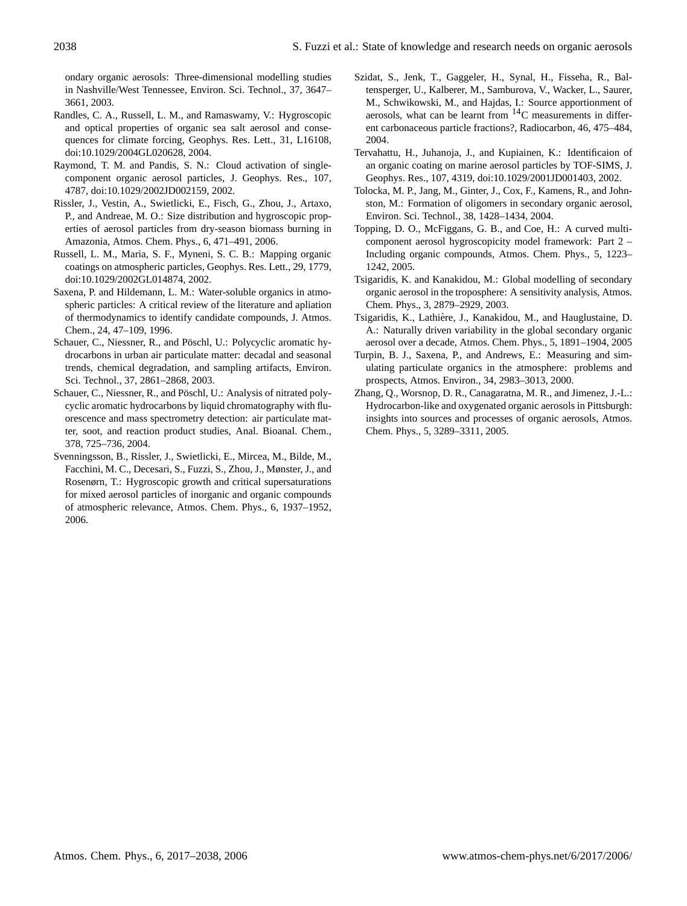ondary organic aerosols: Three-dimensional modelling studies in Nashville/West Tennessee, Environ. Sci. Technol., 37, 3647–3661, 2003.

Randles, C. A., Russell, L. M., and Ramaswamy, V.: Hygroscopic and optical properties of organic sea salt aerosol and consequences for climate forcing, Geophys. Res. Lett., 31, L16108, doi:10.1029/2004GL020628, 2004.

Raymond, T. M. and Pandis, S. N.: Cloud activation of single-component organic aerosol particles, J. Geophys. Res., 107, 4787, doi:10.1029/2002JD002159, 2002.

Rissler, J., Vestin, A., Swietlicki, E., Fisch, G., Zhou, J., Artaxo, P., and Andreae, M. O.: Size distribution and hygroscopic properties of aerosol particles from dry-season biomass burning in Amazonia, Atmos. Chem. Phys., 6, 471–491, 2006.

Russell, L. M., Maria, S. F., Myneni, S. C. B.: Mapping organic coatings on atmospheric particles, Geophys. Res. Lett., 29, 1779, doi:10.1029/2002GL014874, 2002.

Saxena, P. and Hildemann, L. M.: Water-soluble organics in atmospheric particles: A critical review of the literature and apliation of thermodynamics to identify candidate compounds, J. Atmos. Chem., 24, 47–109, 1996.

Schauer, C., Niessner, R., and Pöschl, U.: Polycyclic aromatic hydrocarbons in urban air particulate matter: decadal and seasonal trends, chemical degradation, and sampling artifacts, Environ. Sci. Technol., 37, 2861–2868, 2003.

Schauer, C., Niessner, R., and Pöschl, U.: Analysis of nitrated polycyclic aromatic hydrocarbons by liquid chromatography with fluorescence and mass spectrometry detection: air particulate matter, soot, and reaction product studies, Anal. Bioanal. Chem., 378, 725–736, 2004.

Svenningsson, B., Rissler, J., Swietlicki, E., Mircea, M., Bilde, M., Facchini, M. C., Decesari, S., Fuzzi, S., Zhou, J., Mønster, J., and Rosenørn, T.: Hygroscopic growth and critical supersaturations for mixed aerosol particles of inorganic and organic compounds of atmospheric relevance, Atmos. Chem. Phys., 6, 1937–1952, 2006.

Szidat, S., Jenk, T., Gaggeler, H., Synal, H., Fisseha, R., Baltensperger, U., Kalberer, M., Samburova, V., Wacker, L., Saurer, M., Schwikowski, M., and Hajdas, I.: Source apportionment of aerosols, what can be learnt from $^{14}$C measurements in different carbonaceous particle fractions?, Radiocarbon, 46, 475–484, 2004.

Tervahattu, H., Juhanoja, J., and Kupiainen, K.: Identificaion of an organic coating on marine aerosol particles by TOF-SIMS, J. Geophys. Res., 107, 4319, doi:10.1029/2001JD001403, 2002.

Tolocka, M. P., Jang, M., Ginter, J., Cox, F., Kamens, R., and Johnston, M.: Formation of oligomers in secondary organic aerosol, Environ. Sci. Technol., 38, 1428–1434, 2004.

Topping, D. O., McFiggans, G. B., and Coe, H.: A curved multi-component aerosol hygroscopicity model framework: Part 2 – Including organic compounds, Atmos. Chem. Phys., 5, 1223–1242, 2005.

Tsigaridis, K. and Kanakidou, M.: Global modelling of secondary organic aerosol in the troposphere: A sensitivity analysis, Atmos. Chem. Phys., 3, 2879–2929, 2003.

Tsigaridis, K., Lathière, J., Kanakidou, M., and Hauglustaine, D. A.: Naturally driven variability in the global secondary organic aerosol over a decade, Atmos. Chem. Phys., 5, 1891–1904, 2005

Turpin, B. J., Saxena, P., and Andrews, E.: Measuring and simulating particulate organics in the atmosphere: problems and prospects, Atmos. Environ., 34, 2983–3013, 2000.

Zhang, Q., Worsnop, D. R., Canagaratna, M. R., and Jimenez, J.-L.: Hydrocarbon-like and oxygenated organic aerosols in Pittsburgh: insights into sources and processes of organic aerosols, Atmos. Chem. Phys., 5, 3289–3311, 2005.